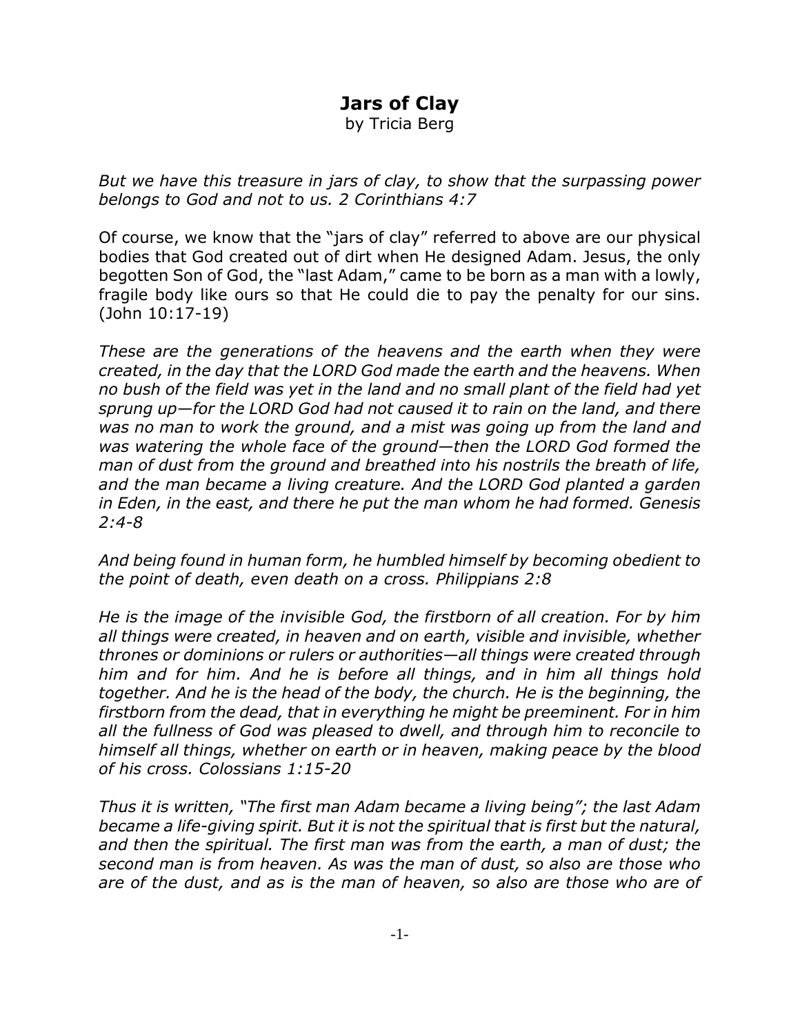# Jars of Clay

by Tricia Berg

*But we have this treasure in jars of clay, to show that the surpassing power belongs to God and not to us. 2 Corinthians 4:7*

Of course, we know that the "jars of clay" referred to above are our physical bodies that God created out of dirt when He designed Adam. Jesus, the only begotten Son of God, the "last Adam," came to be born as a man with a lowly, fragile body like ours so that He could die to pay the penalty for our sins. (John 10:17-19)

*These are the generations of the heavens and the earth when they were created, in the day that the LORD God made the earth and the heavens. When no bush of the field was yet in the land and no small plant of the field had yet sprung up—for the LORD God had not caused it to rain on the land, and there was no man to work the ground, and a mist was going up from the land and was watering the whole face of the ground—then the LORD God formed the man of dust from the ground and breathed into his nostrils the breath of life, and the man became a living creature. And the LORD God planted a garden in Eden, in the east, and there he put the man whom he had formed. Genesis 2:4-8*

*And being found in human form, he humbled himself by becoming obedient to the point of death, even death on a cross. Philippians 2:8*

*He is the image of the invisible God, the firstborn of all creation. For by him all things were created, in heaven and on earth, visible and invisible, whether thrones or dominions or rulers or authorities—all things were created through him and for him. And he is before all things, and in him all things hold together. And he is the head of the body, the church. He is the beginning, the firstborn from the dead, that in everything he might be preeminent. For in him all the fullness of God was pleased to dwell, and through him to reconcile to himself all things, whether on earth or in heaven, making peace by the blood of his cross. Colossians 1:15-20*

*Thus it is written, "The first man Adam became a living being"; the last Adam became a life-giving spirit. But it is not the spiritual that is first but the natural, and then the spiritual. The first man was from the earth, a man of dust; the second man is from heaven. As was the man of dust, so also are those who are of the dust, and as is the man of heaven, so also are those who are of*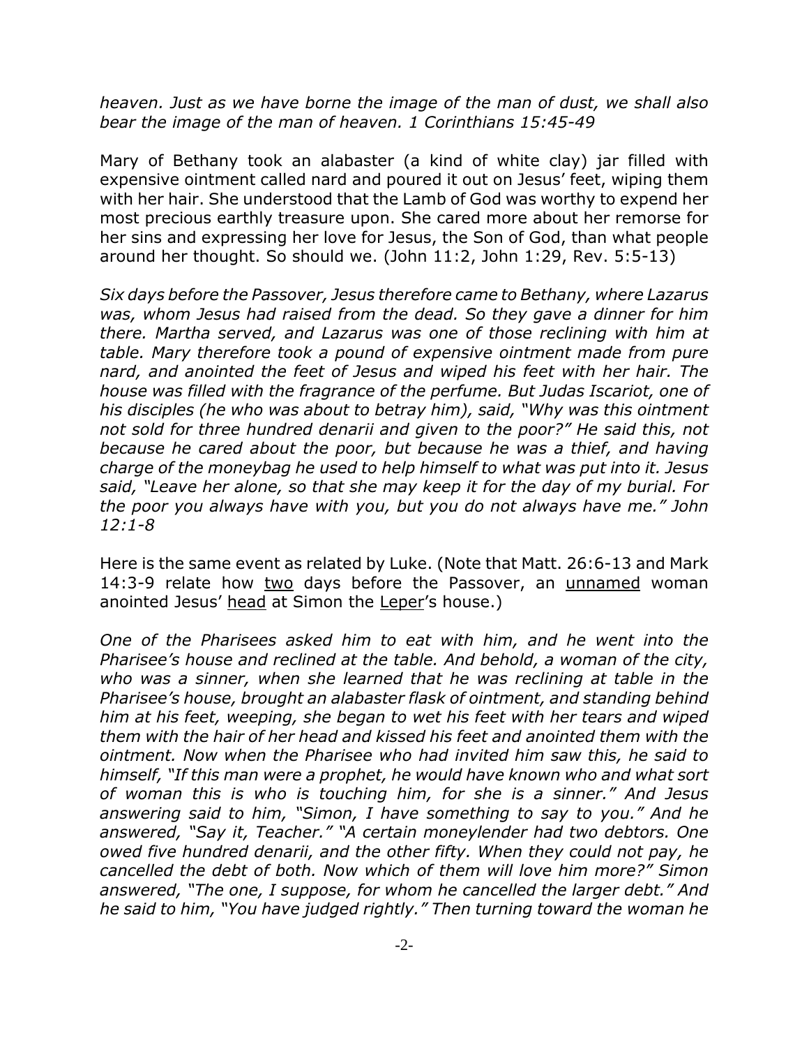*heaven. Just as we have borne the image of the man of dust, we shall also bear the image of the man of heaven. 1 Corinthians 15:45-49*

Mary of Bethany took an alabaster (a kind of white clay) jar filled with expensive ointment called nard and poured it out on Jesus' feet, wiping them with her hair. She understood that the Lamb of God was worthy to expend her most precious earthly treasure upon. She cared more about her remorse for her sins and expressing her love for Jesus, the Son of God, than what people around her thought. So should we. (John 11:2, John 1:29, Rev. 5:5-13)

*Six days before the Passover, Jesus therefore came to Bethany, where Lazarus was, whom Jesus had raised from the dead. So they gave a dinner for him there. Martha served, and Lazarus was one of those reclining with him at table. Mary therefore took a pound of expensive ointment made from pure nard, and anointed the feet of Jesus and wiped his feet with her hair. The house was filled with the fragrance of the perfume. But Judas Iscariot, one of his disciples (he who was about to betray him), said, "Why was this ointment not sold for three hundred denarii and given to the poor?" He said this, not because he cared about the poor, but because he was a thief, and having charge of the moneybag he used to help himself to what was put into it. Jesus said, "Leave her alone, so that she may keep it for the day of my burial. For the poor you always have with you, but you do not always have me." John 12:1-8*

Here is the same event as related by Luke. (Note that Matt. 26:6-13 and Mark 14:3-9 relate how <u>two</u> days before the Passover, an <u>unnamed</u> woman anointed Jesus' <u>head</u> at Simon the <u>Leper</u>'s house.)

*One of the Pharisees asked him to eat with him, and he went into the Pharisee's house and reclined at the table. And behold, a woman of the city, who was a sinner, when she learned that he was reclining at table in the Pharisee's house, brought an alabaster flask of ointment, and standing behind him at his feet, weeping, she began to wet his feet with her tears and wiped them with the hair of her head and kissed his feet and anointed them with the ointment. Now when the Pharisee who had invited him saw this, he said to himself, "If this man were a prophet, he would have known who and what sort of woman this is who is touching him, for she is a sinner." And Jesus answering said to him, "Simon, I have something to say to you." And he answered, "Say it, Teacher." "A certain moneylender had two debtors. One owed five hundred denarii, and the other fifty. When they could not pay, he cancelled the debt of both. Now which of them will love him more?" Simon answered, "The one, I suppose, for whom he cancelled the larger debt." And he said to him, "You have judged rightly." Then turning toward the woman he*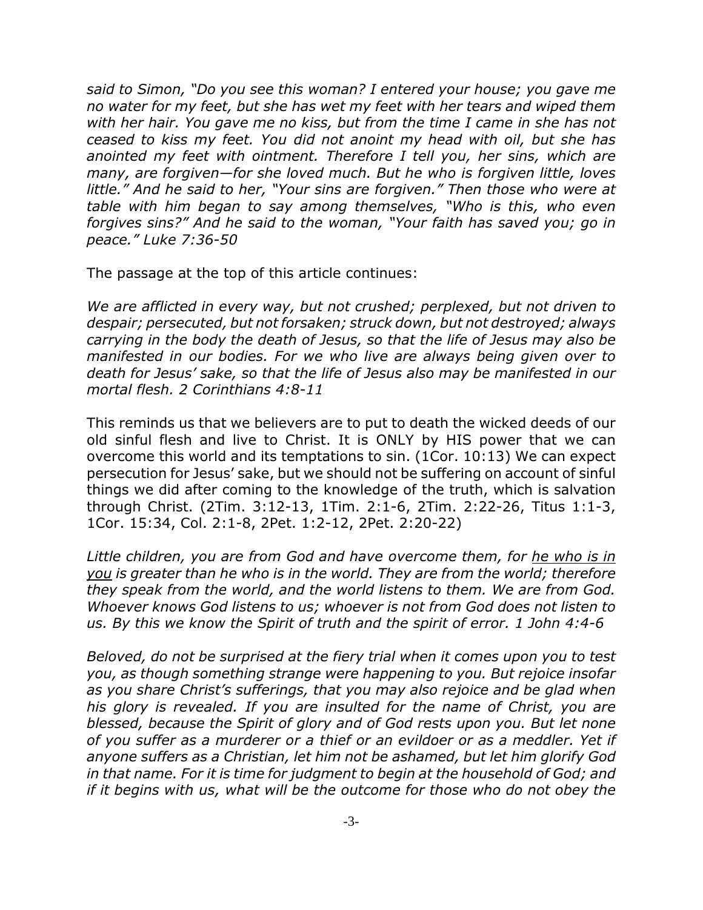*said to Simon, "Do you see this woman? I entered your house; you gave me no water for my feet, but she has wet my feet with her tears and wiped them with her hair. You gave me no kiss, but from the time I came in she has not ceased to kiss my feet. You did not anoint my head with oil, but she has anointed my feet with ointment. Therefore I tell you, her sins, which are many, are forgiven—for she loved much. But he who is forgiven little, loves little." And he said to her, "Your sins are forgiven." Then those who were at table with him began to say among themselves, "Who is this, who even forgives sins?" And he said to the woman, "Your faith has saved you; go in peace." Luke 7:36-50*

The passage at the top of this article continues:

*We are afflicted in every way, but not crushed; perplexed, but not driven to despair; persecuted, but not forsaken; struck down, but not destroyed; always carrying in the body the death of Jesus, so that the life of Jesus may also be manifested in our bodies. For we who live are always being given over to death for Jesus' sake, so that the life of Jesus also may be manifested in our mortal flesh. 2 Corinthians 4:8-11*

This reminds us that we believers are to put to death the wicked deeds of our old sinful flesh and live to Christ. It is ONLY by HIS power that we can overcome this world and its temptations to sin. (1Cor. 10:13) We can expect persecution for Jesus' sake, but we should not be suffering on account of sinful things we did after coming to the knowledge of the truth, which is salvation through Christ. (2Tim. 3:12-13, 1Tim. 2:1-6, 2Tim. 2:22-26, Titus 1:1-3, 1Cor. 15:34, Col. 2:1-8, 2Pet. 1:2-12, 2Pet. 2:20-22)

*Little children, you are from God and have overcome them, for <u>he who is in you</u> is greater than he who is in the world. They are from the world; therefore they speak from the world, and the world listens to them. We are from God. Whoever knows God listens to us; whoever is not from God does not listen to us. By this we know the Spirit of truth and the spirit of error. 1 John 4:4-6*

*Beloved, do not be surprised at the fiery trial when it comes upon you to test you, as though something strange were happening to you. But rejoice insofar as you share Christ's sufferings, that you may also rejoice and be glad when his glory is revealed. If you are insulted for the name of Christ, you are blessed, because the Spirit of glory and of God rests upon you. But let none of you suffer as a murderer or a thief or an evildoer or as a meddler. Yet if anyone suffers as a Christian, let him not be ashamed, but let him glorify God in that name. For it is time for judgment to begin at the household of God; and if it begins with us, what will be the outcome for those who do not obey the*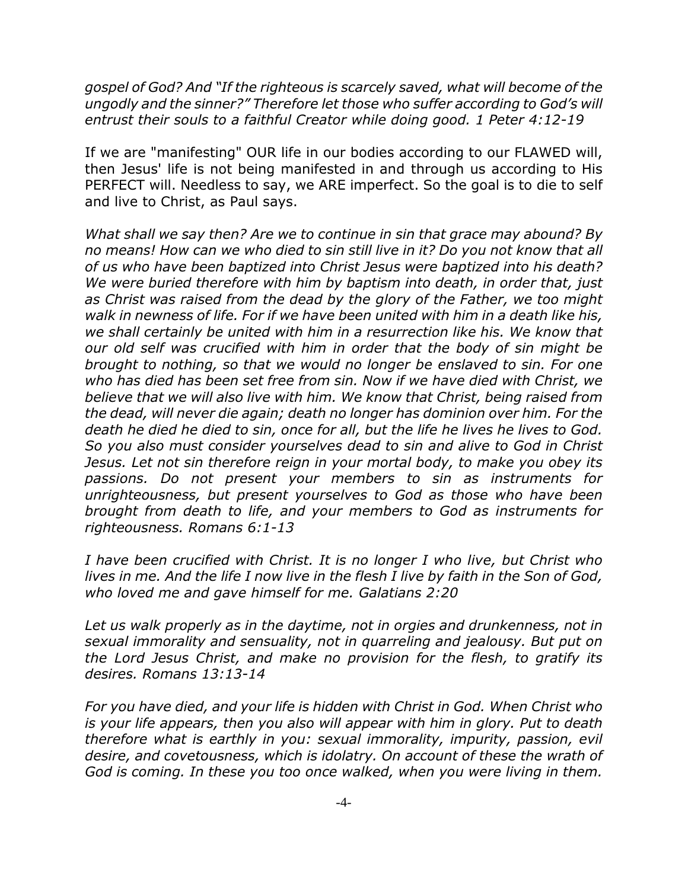*gospel of God? And "If the righteous is scarcely saved, what will become of the ungodly and the sinner?" Therefore let those who suffer according to God's will entrust their souls to a faithful Creator while doing good. 1 Peter 4:12-19*

If we are "manifesting" OUR life in our bodies according to our FLAWED will, then Jesus' life is not being manifested in and through us according to His PERFECT will. Needless to say, we ARE imperfect. So the goal is to die to self and live to Christ, as Paul says.

*What shall we say then? Are we to continue in sin that grace may abound? By no means! How can we who died to sin still live in it? Do you not know that all of us who have been baptized into Christ Jesus were baptized into his death? We were buried therefore with him by baptism into death, in order that, just as Christ was raised from the dead by the glory of the Father, we too might walk in newness of life. For if we have been united with him in a death like his, we shall certainly be united with him in a resurrection like his. We know that our old self was crucified with him in order that the body of sin might be brought to nothing, so that we would no longer be enslaved to sin. For one who has died has been set free from sin. Now if we have died with Christ, we believe that we will also live with him. We know that Christ, being raised from the dead, will never die again; death no longer has dominion over him. For the death he died he died to sin, once for all, but the life he lives he lives to God. So you also must consider yourselves dead to sin and alive to God in Christ Jesus. Let not sin therefore reign in your mortal body, to make you obey its passions. Do not present your members to sin as instruments for unrighteousness, but present yourselves to God as those who have been brought from death to life, and your members to God as instruments for righteousness. Romans 6:1-13*

*I have been crucified with Christ. It is no longer I who live, but Christ who lives in me. And the life I now live in the flesh I live by faith in the Son of God, who loved me and gave himself for me. Galatians 2:20*

*Let us walk properly as in the daytime, not in orgies and drunkenness, not in sexual immorality and sensuality, not in quarreling and jealousy. But put on the Lord Jesus Christ, and make no provision for the flesh, to gratify its desires. Romans 13:13-14*

*For you have died, and your life is hidden with Christ in God. When Christ who is your life appears, then you also will appear with him in glory. Put to death therefore what is earthly in you: sexual immorality, impurity, passion, evil desire, and covetousness, which is idolatry. On account of these the wrath of God is coming. In these you too once walked, when you were living in them.*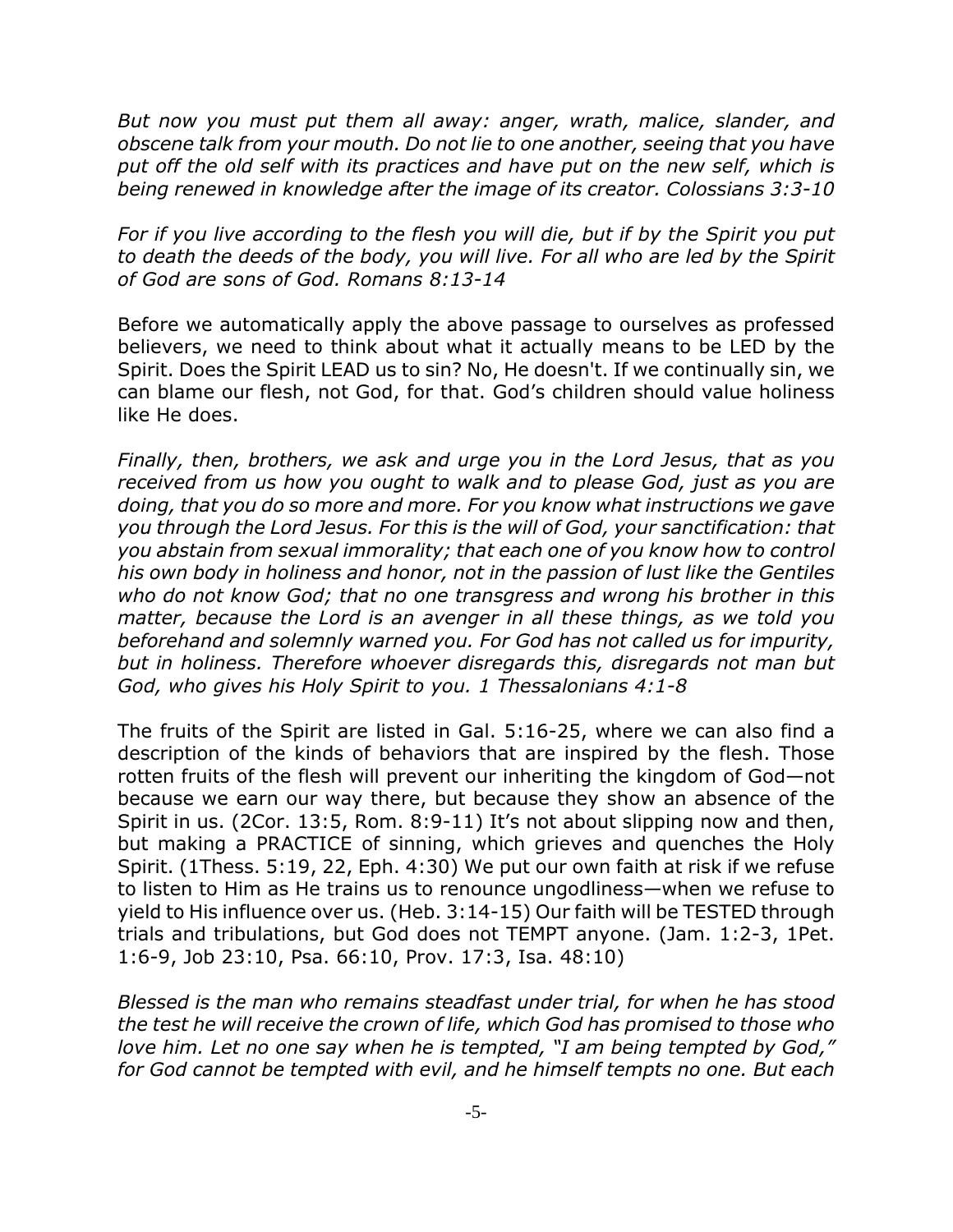*But now you must put them all away: anger, wrath, malice, slander, and obscene talk from your mouth. Do not lie to one another, seeing that you have put off the old self with its practices and have put on the new self, which is being renewed in knowledge after the image of its creator. Colossians 3:3-10*

*For if you live according to the flesh you will die, but if by the Spirit you put to death the deeds of the body, you will live. For all who are led by the Spirit of God are sons of God. Romans 8:13-14*

Before we automatically apply the above passage to ourselves as professed believers, we need to think about what it actually means to be LED by the Spirit. Does the Spirit LEAD us to sin? No, He doesn't. If we continually sin, we can blame our flesh, not God, for that. God's children should value holiness like He does.

*Finally, then, brothers, we ask and urge you in the Lord Jesus, that as you received from us how you ought to walk and to please God, just as you are doing, that you do so more and more. For you know what instructions we gave you through the Lord Jesus. For this is the will of God, your sanctification: that you abstain from sexual immorality; that each one of you know how to control his own body in holiness and honor, not in the passion of lust like the Gentiles who do not know God; that no one transgress and wrong his brother in this matter, because the Lord is an avenger in all these things, as we told you beforehand and solemnly warned you. For God has not called us for impurity, but in holiness. Therefore whoever disregards this, disregards not man but God, who gives his Holy Spirit to you. 1 Thessalonians 4:1-8*

The fruits of the Spirit are listed in Gal. 5:16-25, where we can also find a description of the kinds of behaviors that are inspired by the flesh. Those rotten fruits of the flesh will prevent our inheriting the kingdom of God—not because we earn our way there, but because they show an absence of the Spirit in us. (2Cor. 13:5, Rom. 8:9-11) It's not about slipping now and then, but making a PRACTICE of sinning, which grieves and quenches the Holy Spirit. (1Thess. 5:19, 22, Eph. 4:30) We put our own faith at risk if we refuse to listen to Him as He trains us to renounce ungodliness—when we refuse to yield to His influence over us. (Heb. 3:14-15) Our faith will be TESTED through trials and tribulations, but God does not TEMPT anyone. (Jam. 1:2-3, 1Pet. 1:6-9, Job 23:10, Psa. 66:10, Prov. 17:3, Isa. 48:10)

*Blessed is the man who remains steadfast under trial, for when he has stood the test he will receive the crown of life, which God has promised to those who love him. Let no one say when he is tempted, "I am being tempted by God," for God cannot be tempted with evil, and he himself tempts no one. But each*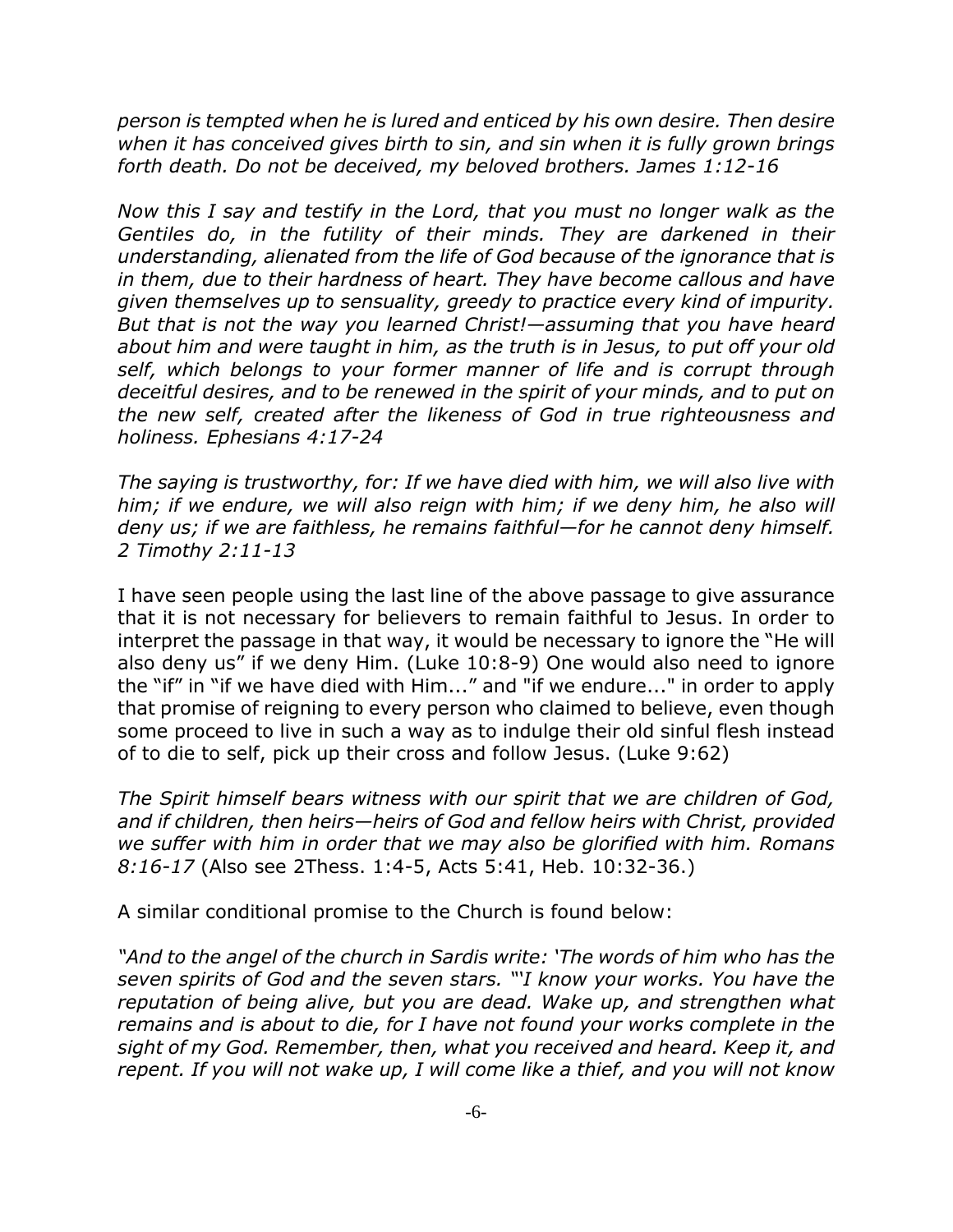*person is tempted when he is lured and enticed by his own desire. Then desire when it has conceived gives birth to sin, and sin when it is fully grown brings forth death. Do not be deceived, my beloved brothers. James 1:12-16*

*Now this I say and testify in the Lord, that you must no longer walk as the Gentiles do, in the futility of their minds. They are darkened in their understanding, alienated from the life of God because of the ignorance that is in them, due to their hardness of heart. They have become callous and have given themselves up to sensuality, greedy to practice every kind of impurity. But that is not the way you learned Christ!—assuming that you have heard about him and were taught in him, as the truth is in Jesus, to put off your old self, which belongs to your former manner of life and is corrupt through deceitful desires, and to be renewed in the spirit of your minds, and to put on the new self, created after the likeness of God in true righteousness and holiness. Ephesians 4:17-24*

*The saying is trustworthy, for: If we have died with him, we will also live with him; if we endure, we will also reign with him; if we deny him, he also will deny us; if we are faithless, he remains faithful—for he cannot deny himself. 2 Timothy 2:11-13*

I have seen people using the last line of the above passage to give assurance that it is not necessary for believers to remain faithful to Jesus. In order to interpret the passage in that way, it would be necessary to ignore the "He will also deny us" if we deny Him. (Luke 10:8-9) One would also need to ignore the "if" in "if we have died with Him..." and "if we endure..." in order to apply that promise of reigning to every person who claimed to believe, even though some proceed to live in such a way as to indulge their old sinful flesh instead of to die to self, pick up their cross and follow Jesus. (Luke 9:62)

*The Spirit himself bears witness with our spirit that we are children of God, and if children, then heirs—heirs of God and fellow heirs with Christ, provided we suffer with him in order that we may also be glorified with him. Romans 8:16-17* (Also see 2Thess. 1:4-5, Acts 5:41, Heb. 10:32-36.)

A similar conditional promise to the Church is found below:

*"And to the angel of the church in Sardis write: 'The words of him who has the seven spirits of God and the seven stars. "'I know your works. You have the reputation of being alive, but you are dead. Wake up, and strengthen what remains and is about to die, for I have not found your works complete in the sight of my God. Remember, then, what you received and heard. Keep it, and repent. If you will not wake up, I will come like a thief, and you will not know*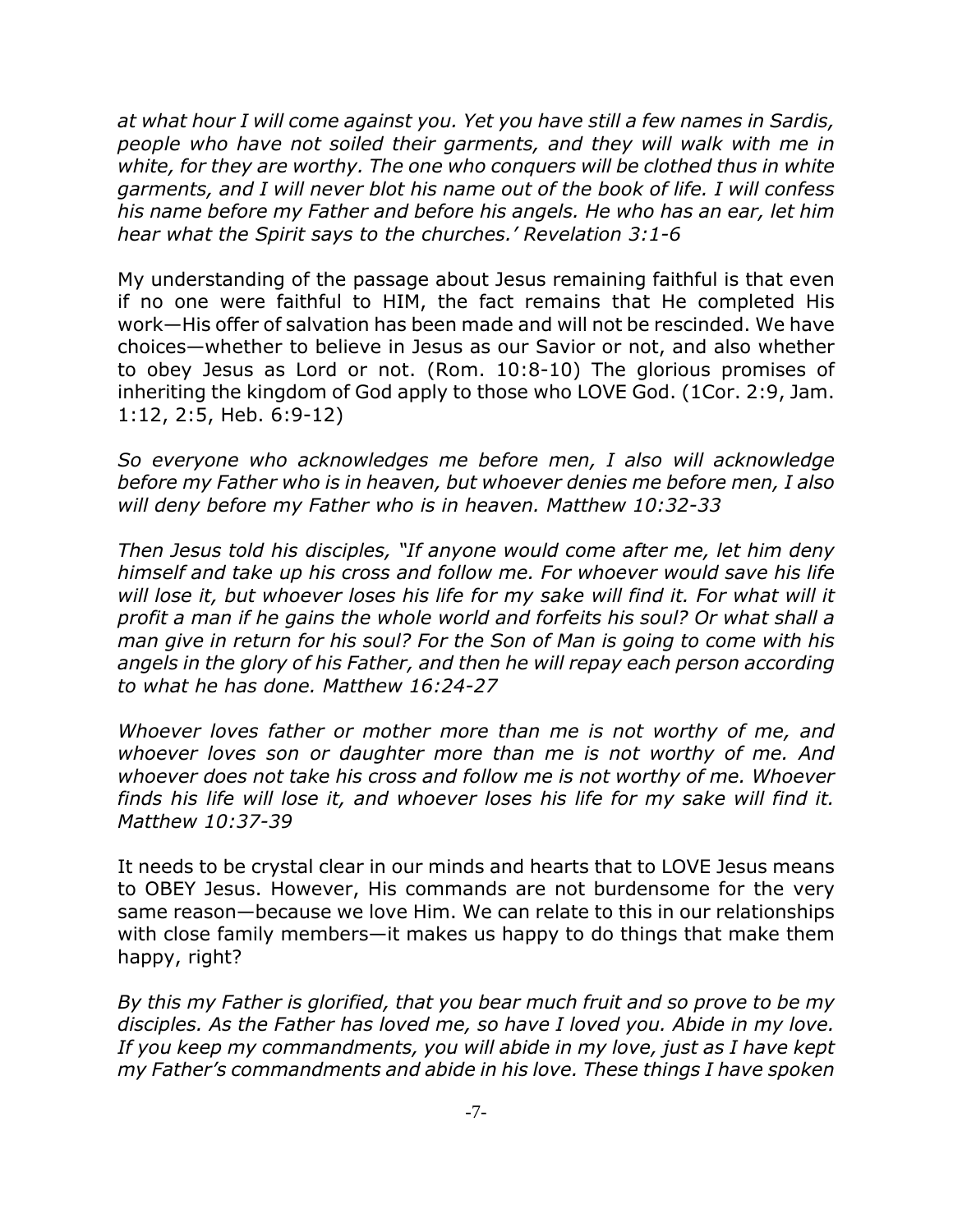*at what hour I will come against you. Yet you have still a few names in Sardis, people who have not soiled their garments, and they will walk with me in white, for they are worthy. The one who conquers will be clothed thus in white garments, and I will never blot his name out of the book of life. I will confess his name before my Father and before his angels. He who has an ear, let him hear what the Spirit says to the churches.' Revelation 3:1-6*

My understanding of the passage about Jesus remaining faithful is that even if no one were faithful to HIM, the fact remains that He completed His work—His offer of salvation has been made and will not be rescinded. We have choices—whether to believe in Jesus as our Savior or not, and also whether to obey Jesus as Lord or not. (Rom. 10:8-10) The glorious promises of inheriting the kingdom of God apply to those who LOVE God. (1Cor. 2:9, Jam. 1:12, 2:5, Heb. 6:9-12)

*So everyone who acknowledges me before men, I also will acknowledge before my Father who is in heaven, but whoever denies me before men, I also will deny before my Father who is in heaven. Matthew 10:32-33*

*Then Jesus told his disciples, "If anyone would come after me, let him deny himself and take up his cross and follow me. For whoever would save his life will lose it, but whoever loses his life for my sake will find it. For what will it profit a man if he gains the whole world and forfeits his soul? Or what shall a man give in return for his soul? For the Son of Man is going to come with his angels in the glory of his Father, and then he will repay each person according to what he has done. Matthew 16:24-27*

*Whoever loves father or mother more than me is not worthy of me, and whoever loves son or daughter more than me is not worthy of me. And whoever does not take his cross and follow me is not worthy of me. Whoever finds his life will lose it, and whoever loses his life for my sake will find it. Matthew 10:37-39*

It needs to be crystal clear in our minds and hearts that to LOVE Jesus means to OBEY Jesus. However, His commands are not burdensome for the very same reason—because we love Him. We can relate to this in our relationships with close family members—it makes us happy to do things that make them happy, right?

*By this my Father is glorified, that you bear much fruit and so prove to be my disciples. As the Father has loved me, so have I loved you. Abide in my love. If you keep my commandments, you will abide in my love, just as I have kept my Father's commandments and abide in his love. These things I have spoken*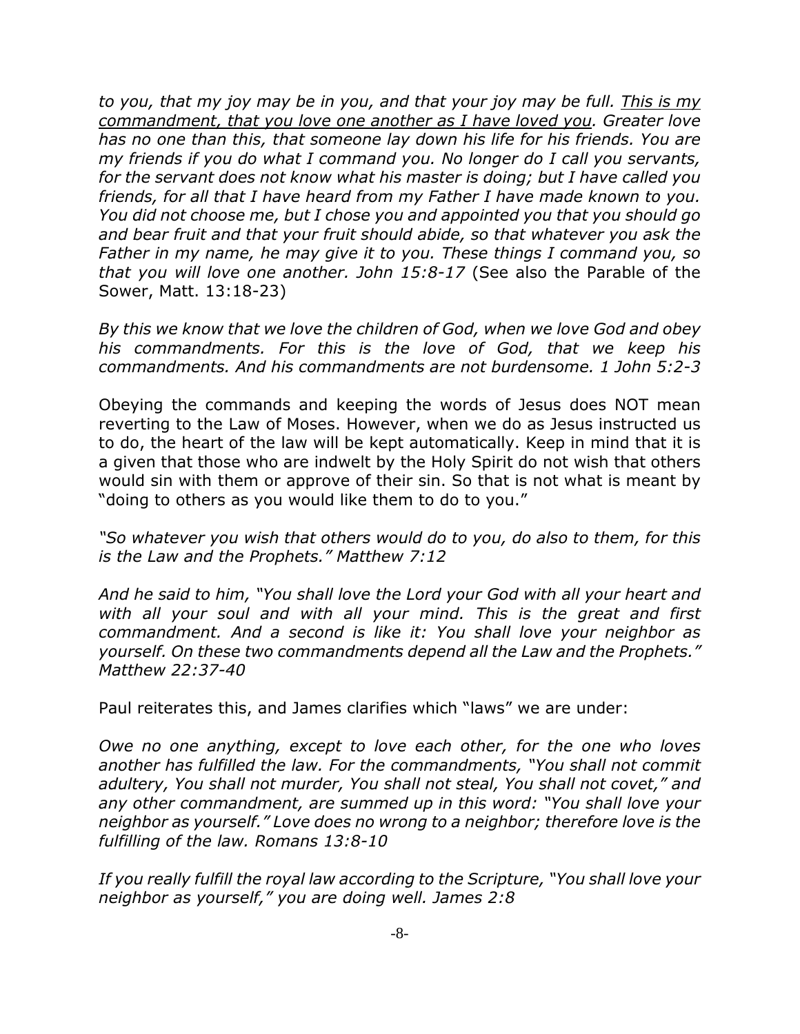*to you, that my joy may be in you, and that your joy may be full. <u>This is my commandment, that you love one another as I have loved you</u>. Greater love has no one than this, that someone lay down his life for his friends. You are my friends if you do what I command you. No longer do I call you servants, for the servant does not know what his master is doing; but I have called you friends, for all that I have heard from my Father I have made known to you. You did not choose me, but I chose you and appointed you that you should go and bear fruit and that your fruit should abide, so that whatever you ask the Father in my name, he may give it to you. These things I command you, so that you will love one another. John 15:8-17* (See also the Parable of the Sower, Matt. 13:18-23)

*By this we know that we love the children of God, when we love God and obey his commandments. For this is the love of God, that we keep his commandments. And his commandments are not burdensome. 1 John 5:2-3*

Obeying the commands and keeping the words of Jesus does NOT mean reverting to the Law of Moses. However, when we do as Jesus instructed us to do, the heart of the law will be kept automatically. Keep in mind that it is a given that those who are indwelt by the Holy Spirit do not wish that others would sin with them or approve of their sin. So that is not what is meant by "doing to others as you would like them to do to you."

*"So whatever you wish that others would do to you, do also to them, for this is the Law and the Prophets." Matthew 7:12*

*And he said to him, "You shall love the Lord your God with all your heart and with all your soul and with all your mind. This is the great and first commandment. And a second is like it: You shall love your neighbor as yourself. On these two commandments depend all the Law and the Prophets." Matthew 22:37-40*

Paul reiterates this, and James clarifies which "laws" we are under:

*Owe no one anything, except to love each other, for the one who loves another has fulfilled the law. For the commandments, "You shall not commit adultery, You shall not murder, You shall not steal, You shall not covet," and any other commandment, are summed up in this word: "You shall love your neighbor as yourself." Love does no wrong to a neighbor; therefore love is the fulfilling of the law. Romans 13:8-10*

*If you really fulfill the royal law according to the Scripture, "You shall love your neighbor as yourself," you are doing well. James 2:8*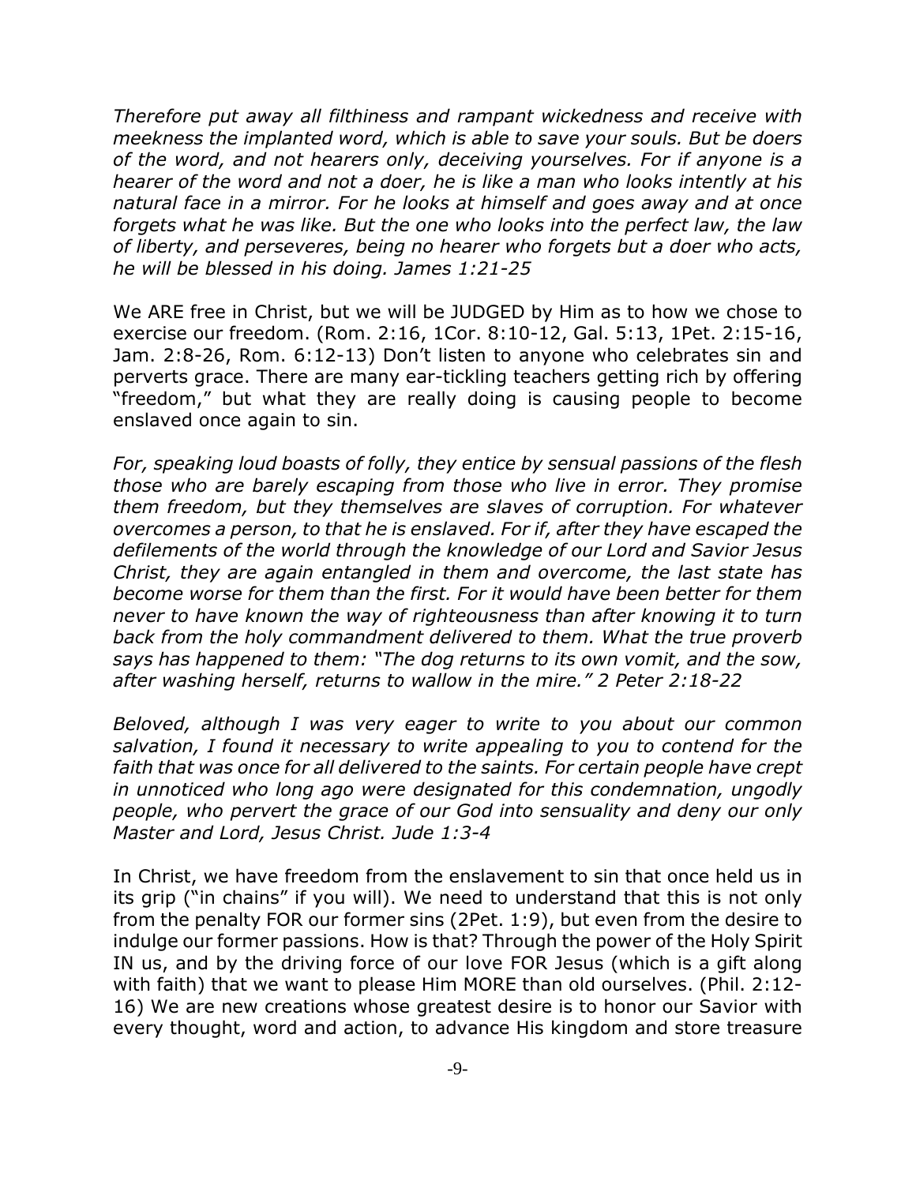*Therefore put away all filthiness and rampant wickedness and receive with meekness the implanted word, which is able to save your souls. But be doers of the word, and not hearers only, deceiving yourselves. For if anyone is a hearer of the word and not a doer, he is like a man who looks intently at his natural face in a mirror. For he looks at himself and goes away and at once forgets what he was like. But the one who looks into the perfect law, the law of liberty, and perseveres, being no hearer who forgets but a doer who acts, he will be blessed in his doing. James 1:21-25*

We ARE free in Christ, but we will be JUDGED by Him as to how we chose to exercise our freedom. (Rom. 2:16, 1Cor. 8:10-12, Gal. 5:13, 1Pet. 2:15-16, Jam. 2:8-26, Rom. 6:12-13) Don't listen to anyone who celebrates sin and perverts grace. There are many ear-tickling teachers getting rich by offering "freedom," but what they are really doing is causing people to become enslaved once again to sin.

*For, speaking loud boasts of folly, they entice by sensual passions of the flesh those who are barely escaping from those who live in error. They promise them freedom, but they themselves are slaves of corruption. For whatever overcomes a person, to that he is enslaved. For if, after they have escaped the defilements of the world through the knowledge of our Lord and Savior Jesus Christ, they are again entangled in them and overcome, the last state has become worse for them than the first. For it would have been better for them never to have known the way of righteousness than after knowing it to turn back from the holy commandment delivered to them. What the true proverb says has happened to them: "The dog returns to its own vomit, and the sow, after washing herself, returns to wallow in the mire." 2 Peter 2:18-22*

*Beloved, although I was very eager to write to you about our common salvation, I found it necessary to write appealing to you to contend for the faith that was once for all delivered to the saints. For certain people have crept in unnoticed who long ago were designated for this condemnation, ungodly people, who pervert the grace of our God into sensuality and deny our only Master and Lord, Jesus Christ. Jude 1:3-4*

In Christ, we have freedom from the enslavement to sin that once held us in its grip ("in chains" if you will). We need to understand that this is not only from the penalty FOR our former sins (2Pet. 1:9), but even from the desire to indulge our former passions. How is that? Through the power of the Holy Spirit IN us, and by the driving force of our love FOR Jesus (which is a gift along with faith) that we want to please Him MORE than old ourselves. (Phil. 2:12-16) We are new creations whose greatest desire is to honor our Savior with every thought, word and action, to advance His kingdom and store treasure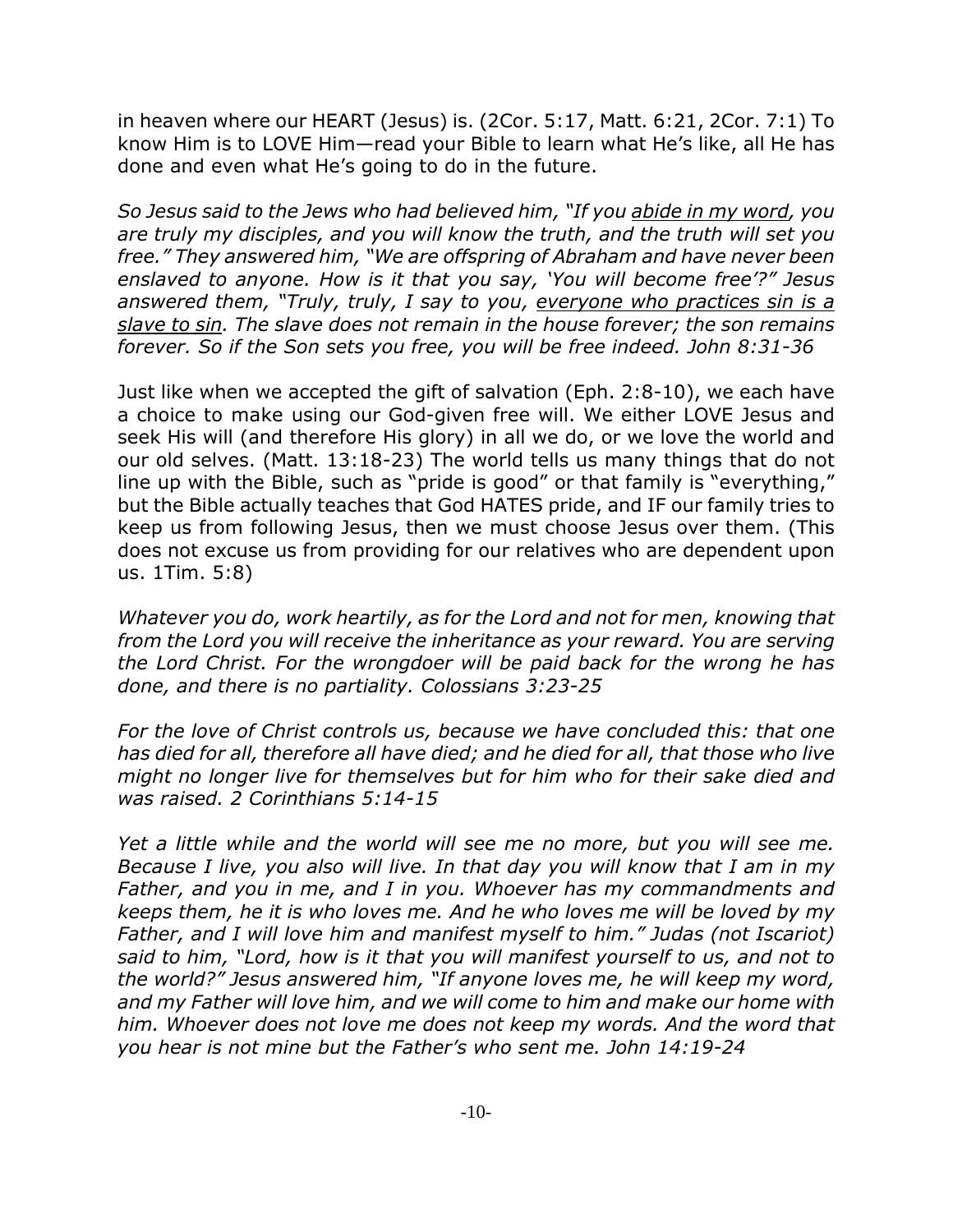in heaven where our HEART (Jesus) is. (2Cor. 5:17, Matt. 6:21, 2Cor. 7:1) To know Him is to LOVE Him—read your Bible to learn what He's like, all He has done and even what He's going to do in the future.

*So Jesus said to the Jews who had believed him, "If you <u>abide in my word</u>, you are truly my disciples, and you will know the truth, and the truth will set you free." They answered him, "We are offspring of Abraham and have never been enslaved to anyone. How is it that you say, 'You will become free'?" Jesus answered them, "Truly, truly, I say to you, <u>everyone who practices sin is a slave to sin</u>. The slave does not remain in the house forever; the son remains forever. So if the Son sets you free, you will be free indeed. John 8:31-36*

Just like when we accepted the gift of salvation (Eph. 2:8-10), we each have a choice to make using our God-given free will. We either LOVE Jesus and seek His will (and therefore His glory) in all we do, or we love the world and our old selves. (Matt. 13:18-23) The world tells us many things that do not line up with the Bible, such as "pride is good" or that family is "everything," but the Bible actually teaches that God HATES pride, and IF our family tries to keep us from following Jesus, then we must choose Jesus over them. (This does not excuse us from providing for our relatives who are dependent upon us. 1Tim. 5:8)

*Whatever you do, work heartily, as for the Lord and not for men, knowing that from the Lord you will receive the inheritance as your reward. You are serving the Lord Christ. For the wrongdoer will be paid back for the wrong he has done, and there is no partiality. Colossians 3:23-25*

*For the love of Christ controls us, because we have concluded this: that one has died for all, therefore all have died; and he died for all, that those who live might no longer live for themselves but for him who for their sake died and was raised. 2 Corinthians 5:14-15*

*Yet a little while and the world will see me no more, but you will see me. Because I live, you also will live. In that day you will know that I am in my Father, and you in me, and I in you. Whoever has my commandments and keeps them, he it is who loves me. And he who loves me will be loved by my Father, and I will love him and manifest myself to him." Judas (not Iscariot) said to him, "Lord, how is it that you will manifest yourself to us, and not to the world?" Jesus answered him, "If anyone loves me, he will keep my word, and my Father will love him, and we will come to him and make our home with him. Whoever does not love me does not keep my words. And the word that you hear is not mine but the Father's who sent me. John 14:19-24*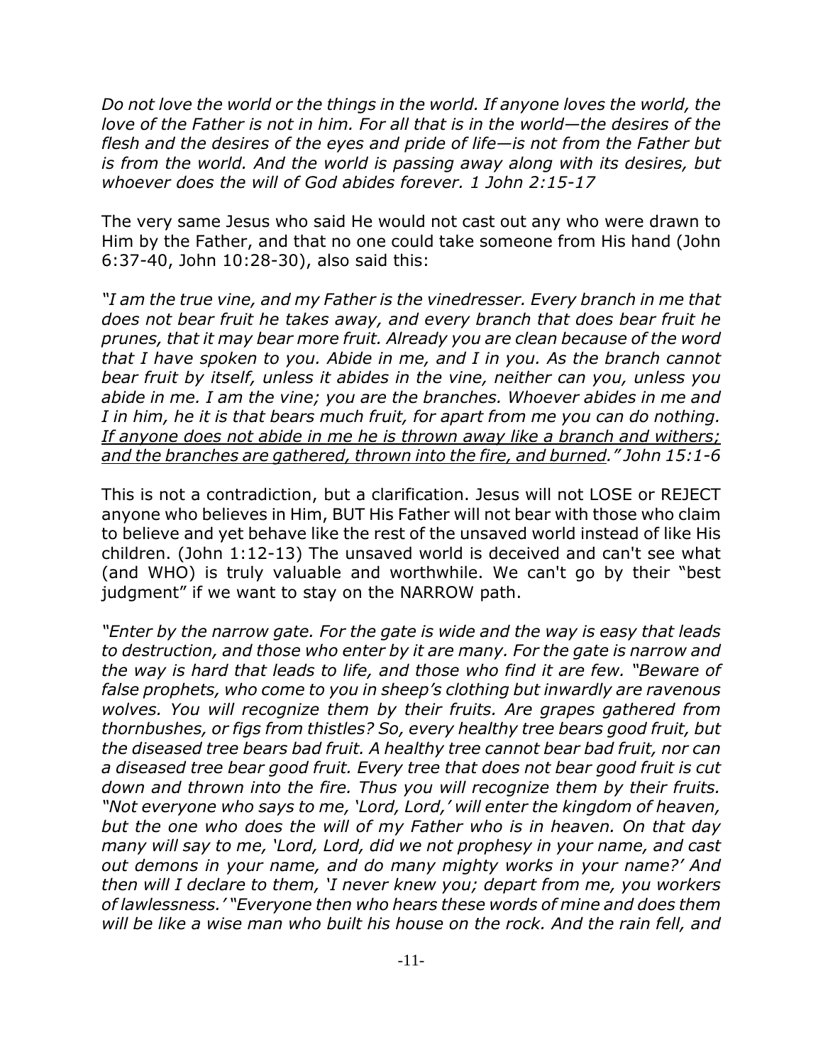*Do not love the world or the things in the world. If anyone loves the world, the love of the Father is not in him. For all that is in the world—the desires of the flesh and the desires of the eyes and pride of life—is not from the Father but is from the world. And the world is passing away along with its desires, but whoever does the will of God abides forever. 1 John 2:15-17*

The very same Jesus who said He would not cast out any who were drawn to Him by the Father, and that no one could take someone from His hand (John 6:37-40, John 10:28-30), also said this:

*"I am the true vine, and my Father is the vinedresser. Every branch in me that does not bear fruit he takes away, and every branch that does bear fruit he prunes, that it may bear more fruit. Already you are clean because of the word that I have spoken to you. Abide in me, and I in you. As the branch cannot bear fruit by itself, unless it abides in the vine, neither can you, unless you abide in me. I am the vine; you are the branches. Whoever abides in me and I in him, he it is that bears much fruit, for apart from me you can do nothing. <u>If anyone does not abide in me he is thrown away like a branch and withers; and the branches are gathered, thrown into the fire, and burned</u>." John 15:1-6*

This is not a contradiction, but a clarification. Jesus will not LOSE or REJECT anyone who believes in Him, BUT His Father will not bear with those who claim to believe and yet behave like the rest of the unsaved world instead of like His children. (John 1:12-13) The unsaved world is deceived and can't see what (and WHO) is truly valuable and worthwhile. We can't go by their "best judgment" if we want to stay on the NARROW path.

*"Enter by the narrow gate. For the gate is wide and the way is easy that leads to destruction, and those who enter by it are many. For the gate is narrow and the way is hard that leads to life, and those who find it are few. "Beware of false prophets, who come to you in sheep's clothing but inwardly are ravenous wolves. You will recognize them by their fruits. Are grapes gathered from thornbushes, or figs from thistles? So, every healthy tree bears good fruit, but the diseased tree bears bad fruit. A healthy tree cannot bear bad fruit, nor can a diseased tree bear good fruit. Every tree that does not bear good fruit is cut down and thrown into the fire. Thus you will recognize them by their fruits. "Not everyone who says to me, 'Lord, Lord,' will enter the kingdom of heaven, but the one who does the will of my Father who is in heaven. On that day many will say to me, 'Lord, Lord, did we not prophesy in your name, and cast out demons in your name, and do many mighty works in your name?' And then will I declare to them, 'I never knew you; depart from me, you workers of lawlessness.' "Everyone then who hears these words of mine and does them will be like a wise man who built his house on the rock. And the rain fell, and*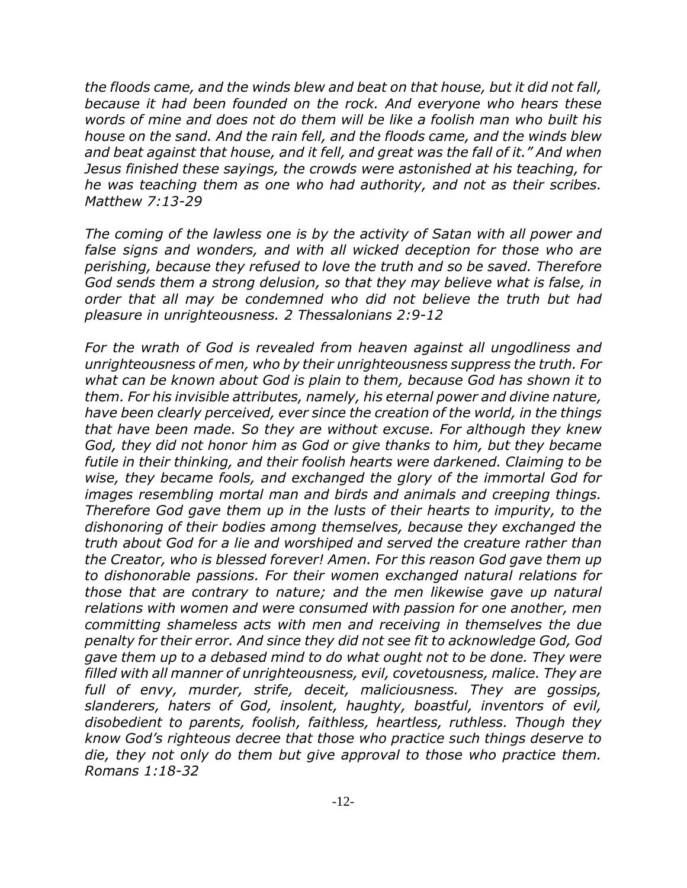*the floods came, and the winds blew and beat on that house, but it did not fall, because it had been founded on the rock. And everyone who hears these words of mine and does not do them will be like a foolish man who built his house on the sand. And the rain fell, and the floods came, and the winds blew and beat against that house, and it fell, and great was the fall of it." And when Jesus finished these sayings, the crowds were astonished at his teaching, for he was teaching them as one who had authority, and not as their scribes. Matthew 7:13-29*

*The coming of the lawless one is by the activity of Satan with all power and false signs and wonders, and with all wicked deception for those who are perishing, because they refused to love the truth and so be saved. Therefore God sends them a strong delusion, so that they may believe what is false, in order that all may be condemned who did not believe the truth but had pleasure in unrighteousness. 2 Thessalonians 2:9-12*

*For the wrath of God is revealed from heaven against all ungodliness and unrighteousness of men, who by their unrighteousness suppress the truth. For what can be known about God is plain to them, because God has shown it to them. For his invisible attributes, namely, his eternal power and divine nature, have been clearly perceived, ever since the creation of the world, in the things that have been made. So they are without excuse. For although they knew God, they did not honor him as God or give thanks to him, but they became futile in their thinking, and their foolish hearts were darkened. Claiming to be wise, they became fools, and exchanged the glory of the immortal God for images resembling mortal man and birds and animals and creeping things. Therefore God gave them up in the lusts of their hearts to impurity, to the dishonoring of their bodies among themselves, because they exchanged the truth about God for a lie and worshiped and served the creature rather than the Creator, who is blessed forever! Amen. For this reason God gave them up to dishonorable passions. For their women exchanged natural relations for those that are contrary to nature; and the men likewise gave up natural relations with women and were consumed with passion for one another, men committing shameless acts with men and receiving in themselves the due penalty for their error. And since they did not see fit to acknowledge God, God gave them up to a debased mind to do what ought not to be done. They were filled with all manner of unrighteousness, evil, covetousness, malice. They are full of envy, murder, strife, deceit, maliciousness. They are gossips, slanderers, haters of God, insolent, haughty, boastful, inventors of evil, disobedient to parents, foolish, faithless, heartless, ruthless. Though they know God's righteous decree that those who practice such things deserve to die, they not only do them but give approval to those who practice them. Romans 1:18-32*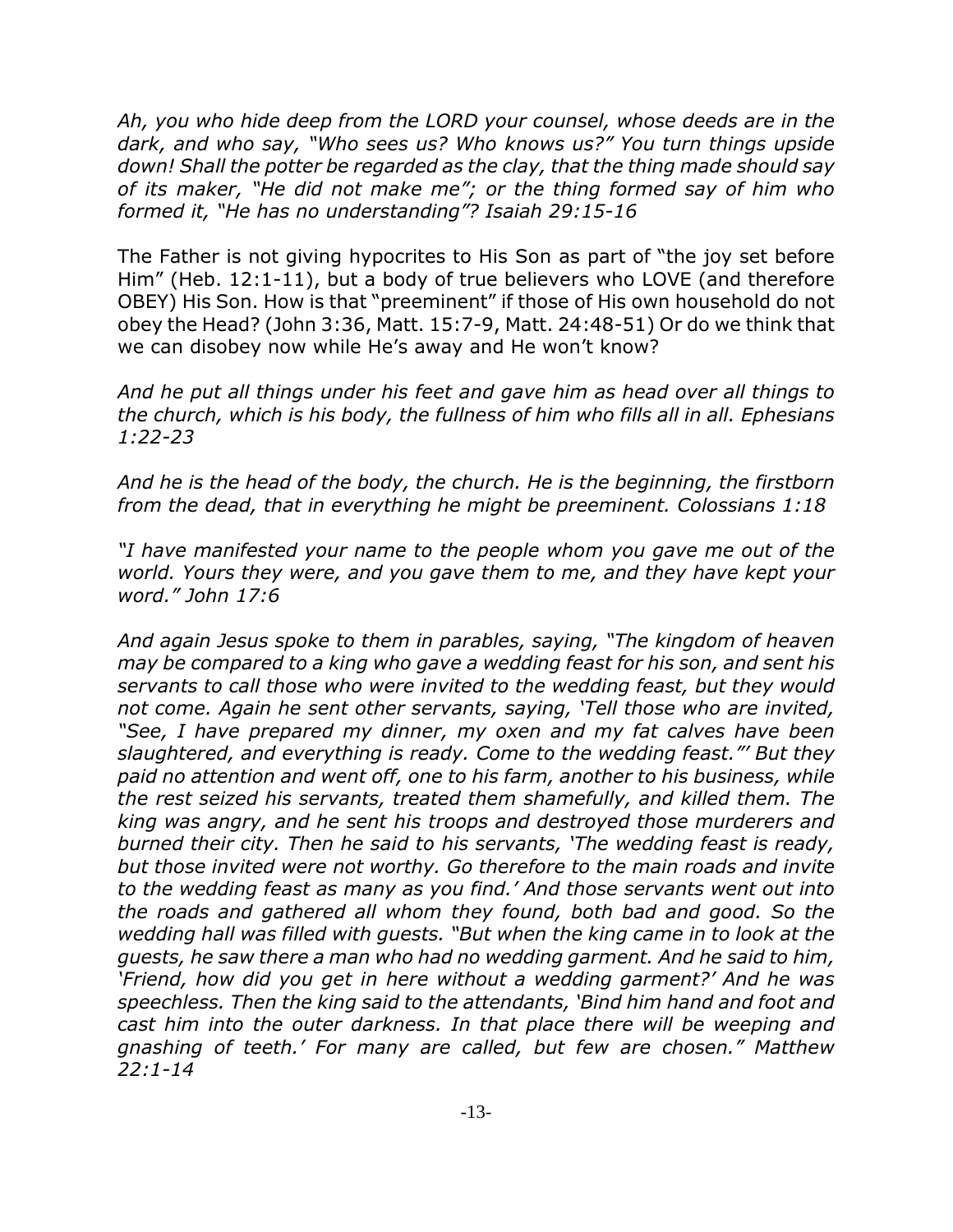*Ah, you who hide deep from the LORD your counsel, whose deeds are in the dark, and who say, "Who sees us? Who knows us?" You turn things upside down! Shall the potter be regarded as the clay, that the thing made should say of its maker, "He did not make me"; or the thing formed say of him who formed it, "He has no understanding"? Isaiah 29:15-16*

The Father is not giving hypocrites to His Son as part of "the joy set before Him" (Heb. 12:1-11), but a body of true believers who LOVE (and therefore OBEY) His Son. How is that "preeminent" if those of His own household do not obey the Head? (John 3:36, Matt. 15:7-9, Matt. 24:48-51) Or do we think that we can disobey now while He's away and He won't know?

*And he put all things under his feet and gave him as head over all things to the church, which is his body, the fullness of him who fills all in all. Ephesians 1:22-23*

*And he is the head of the body, the church. He is the beginning, the firstborn from the dead, that in everything he might be preeminent. Colossians 1:18*

*"I have manifested your name to the people whom you gave me out of the world. Yours they were, and you gave them to me, and they have kept your word." John 17:6*

*And again Jesus spoke to them in parables, saying, "The kingdom of heaven may be compared to a king who gave a wedding feast for his son, and sent his servants to call those who were invited to the wedding feast, but they would not come. Again he sent other servants, saying, 'Tell those who are invited, "See, I have prepared my dinner, my oxen and my fat calves have been slaughtered, and everything is ready. Come to the wedding feast."' But they paid no attention and went off, one to his farm, another to his business, while the rest seized his servants, treated them shamefully, and killed them. The king was angry, and he sent his troops and destroyed those murderers and burned their city. Then he said to his servants, 'The wedding feast is ready, but those invited were not worthy. Go therefore to the main roads and invite to the wedding feast as many as you find.' And those servants went out into the roads and gathered all whom they found, both bad and good. So the wedding hall was filled with guests. "But when the king came in to look at the guests, he saw there a man who had no wedding garment. And he said to him, 'Friend, how did you get in here without a wedding garment?' And he was speechless. Then the king said to the attendants, 'Bind him hand and foot and cast him into the outer darkness. In that place there will be weeping and gnashing of teeth.' For many are called, but few are chosen." Matthew 22:1-14*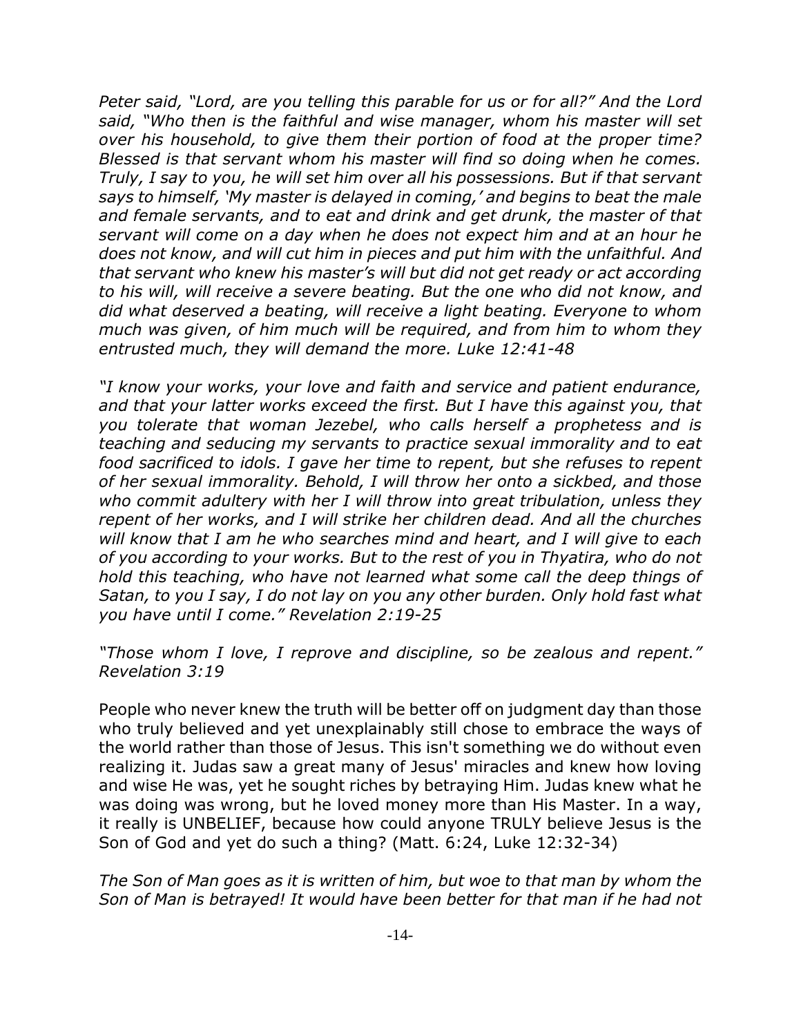*Peter said, "Lord, are you telling this parable for us or for all?" And the Lord said, "Who then is the faithful and wise manager, whom his master will set over his household, to give them their portion of food at the proper time? Blessed is that servant whom his master will find so doing when he comes. Truly, I say to you, he will set him over all his possessions. But if that servant says to himself, 'My master is delayed in coming,' and begins to beat the male and female servants, and to eat and drink and get drunk, the master of that servant will come on a day when he does not expect him and at an hour he does not know, and will cut him in pieces and put him with the unfaithful. And that servant who knew his master's will but did not get ready or act according to his will, will receive a severe beating. But the one who did not know, and did what deserved a beating, will receive a light beating. Everyone to whom much was given, of him much will be required, and from him to whom they entrusted much, they will demand the more. Luke 12:41-48*

*"I know your works, your love and faith and service and patient endurance, and that your latter works exceed the first. But I have this against you, that you tolerate that woman Jezebel, who calls herself a prophetess and is teaching and seducing my servants to practice sexual immorality and to eat food sacrificed to idols. I gave her time to repent, but she refuses to repent of her sexual immorality. Behold, I will throw her onto a sickbed, and those who commit adultery with her I will throw into great tribulation, unless they repent of her works, and I will strike her children dead. And all the churches will know that I am he who searches mind and heart, and I will give to each of you according to your works. But to the rest of you in Thyatira, who do not hold this teaching, who have not learned what some call the deep things of Satan, to you I say, I do not lay on you any other burden. Only hold fast what you have until I come." Revelation 2:19-25*

*"Those whom I love, I reprove and discipline, so be zealous and repent." Revelation 3:19*

People who never knew the truth will be better off on judgment day than those who truly believed and yet unexplainably still chose to embrace the ways of the world rather than those of Jesus. This isn't something we do without even realizing it. Judas saw a great many of Jesus' miracles and knew how loving and wise He was, yet he sought riches by betraying Him. Judas knew what he was doing was wrong, but he loved money more than His Master. In a way, it really is UNBELIEF, because how could anyone TRULY believe Jesus is the Son of God and yet do such a thing? (Matt. 6:24, Luke 12:32-34)

*The Son of Man goes as it is written of him, but woe to that man by whom the Son of Man is betrayed! It would have been better for that man if he had not*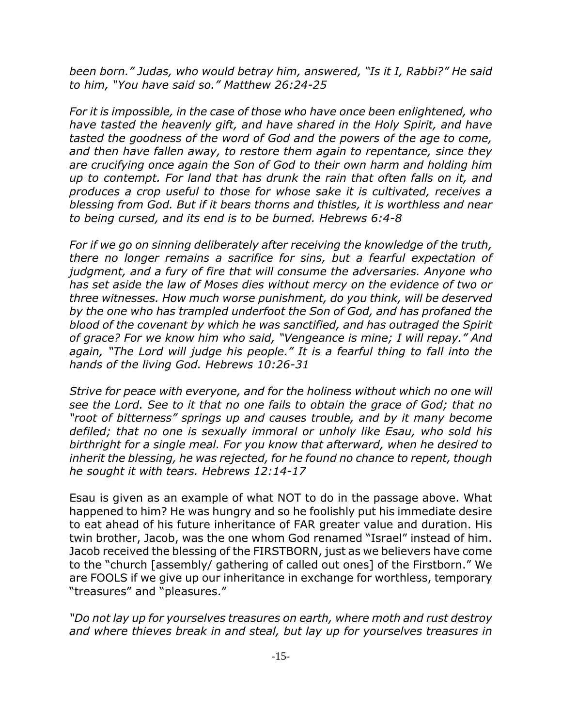*been born." Judas, who would betray him, answered, "Is it I, Rabbi?" He said to him, "You have said so." Matthew 26:24-25*

*For it is impossible, in the case of those who have once been enlightened, who have tasted the heavenly gift, and have shared in the Holy Spirit, and have tasted the goodness of the word of God and the powers of the age to come, and then have fallen away, to restore them again to repentance, since they are crucifying once again the Son of God to their own harm and holding him up to contempt. For land that has drunk the rain that often falls on it, and produces a crop useful to those for whose sake it is cultivated, receives a blessing from God. But if it bears thorns and thistles, it is worthless and near to being cursed, and its end is to be burned. Hebrews 6:4-8*

*For if we go on sinning deliberately after receiving the knowledge of the truth, there no longer remains a sacrifice for sins, but a fearful expectation of judgment, and a fury of fire that will consume the adversaries. Anyone who has set aside the law of Moses dies without mercy on the evidence of two or three witnesses. How much worse punishment, do you think, will be deserved by the one who has trampled underfoot the Son of God, and has profaned the blood of the covenant by which he was sanctified, and has outraged the Spirit of grace? For we know him who said, "Vengeance is mine; I will repay." And again, "The Lord will judge his people." It is a fearful thing to fall into the hands of the living God. Hebrews 10:26-31*

*Strive for peace with everyone, and for the holiness without which no one will see the Lord. See to it that no one fails to obtain the grace of God; that no "root of bitterness" springs up and causes trouble, and by it many become defiled; that no one is sexually immoral or unholy like Esau, who sold his birthright for a single meal. For you know that afterward, when he desired to inherit the blessing, he was rejected, for he found no chance to repent, though he sought it with tears. Hebrews 12:14-17*

Esau is given as an example of what NOT to do in the passage above. What happened to him? He was hungry and so he foolishly put his immediate desire to eat ahead of his future inheritance of FAR greater value and duration. His twin brother, Jacob, was the one whom God renamed "Israel" instead of him. Jacob received the blessing of the FIRSTBORN, just as we believers have come to the "church [assembly/ gathering of called out ones] of the Firstborn." We are FOOLS if we give up our inheritance in exchange for worthless, temporary "treasures" and "pleasures."

*"Do not lay up for yourselves treasures on earth, where moth and rust destroy and where thieves break in and steal, but lay up for yourselves treasures in*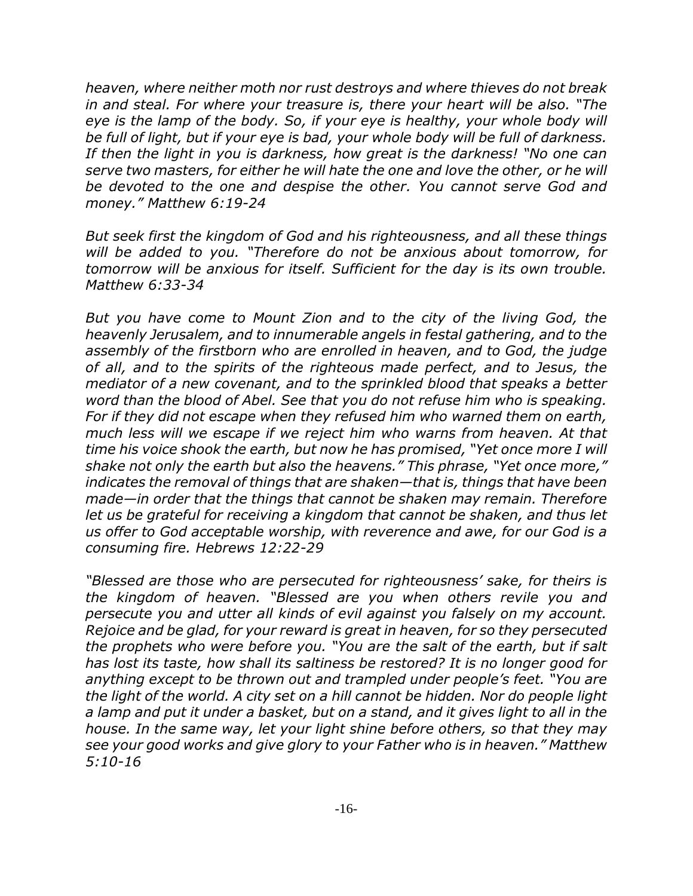*heaven, where neither moth nor rust destroys and where thieves do not break in and steal. For where your treasure is, there your heart will be also. "The eye is the lamp of the body. So, if your eye is healthy, your whole body will be full of light, but if your eye is bad, your whole body will be full of darkness. If then the light in you is darkness, how great is the darkness! "No one can serve two masters, for either he will hate the one and love the other, or he will be devoted to the one and despise the other. You cannot serve God and money." Matthew 6:19-24*

*But seek first the kingdom of God and his righteousness, and all these things will be added to you. "Therefore do not be anxious about tomorrow, for tomorrow will be anxious for itself. Sufficient for the day is its own trouble. Matthew 6:33-34*

*But you have come to Mount Zion and to the city of the living God, the heavenly Jerusalem, and to innumerable angels in festal gathering, and to the assembly of the firstborn who are enrolled in heaven, and to God, the judge of all, and to the spirits of the righteous made perfect, and to Jesus, the mediator of a new covenant, and to the sprinkled blood that speaks a better word than the blood of Abel. See that you do not refuse him who is speaking. For if they did not escape when they refused him who warned them on earth, much less will we escape if we reject him who warns from heaven. At that time his voice shook the earth, but now he has promised, "Yet once more I will shake not only the earth but also the heavens." This phrase, "Yet once more," indicates the removal of things that are shaken—that is, things that have been made—in order that the things that cannot be shaken may remain. Therefore let us be grateful for receiving a kingdom that cannot be shaken, and thus let us offer to God acceptable worship, with reverence and awe, for our God is a consuming fire. Hebrews 12:22-29*

*"Blessed are those who are persecuted for righteousness' sake, for theirs is the kingdom of heaven. "Blessed are you when others revile you and persecute you and utter all kinds of evil against you falsely on my account. Rejoice and be glad, for your reward is great in heaven, for so they persecuted the prophets who were before you. "You are the salt of the earth, but if salt has lost its taste, how shall its saltiness be restored? It is no longer good for anything except to be thrown out and trampled under people's feet. "You are the light of the world. A city set on a hill cannot be hidden. Nor do people light a lamp and put it under a basket, but on a stand, and it gives light to all in the house. In the same way, let your light shine before others, so that they may see your good works and give glory to your Father who is in heaven." Matthew 5:10-16*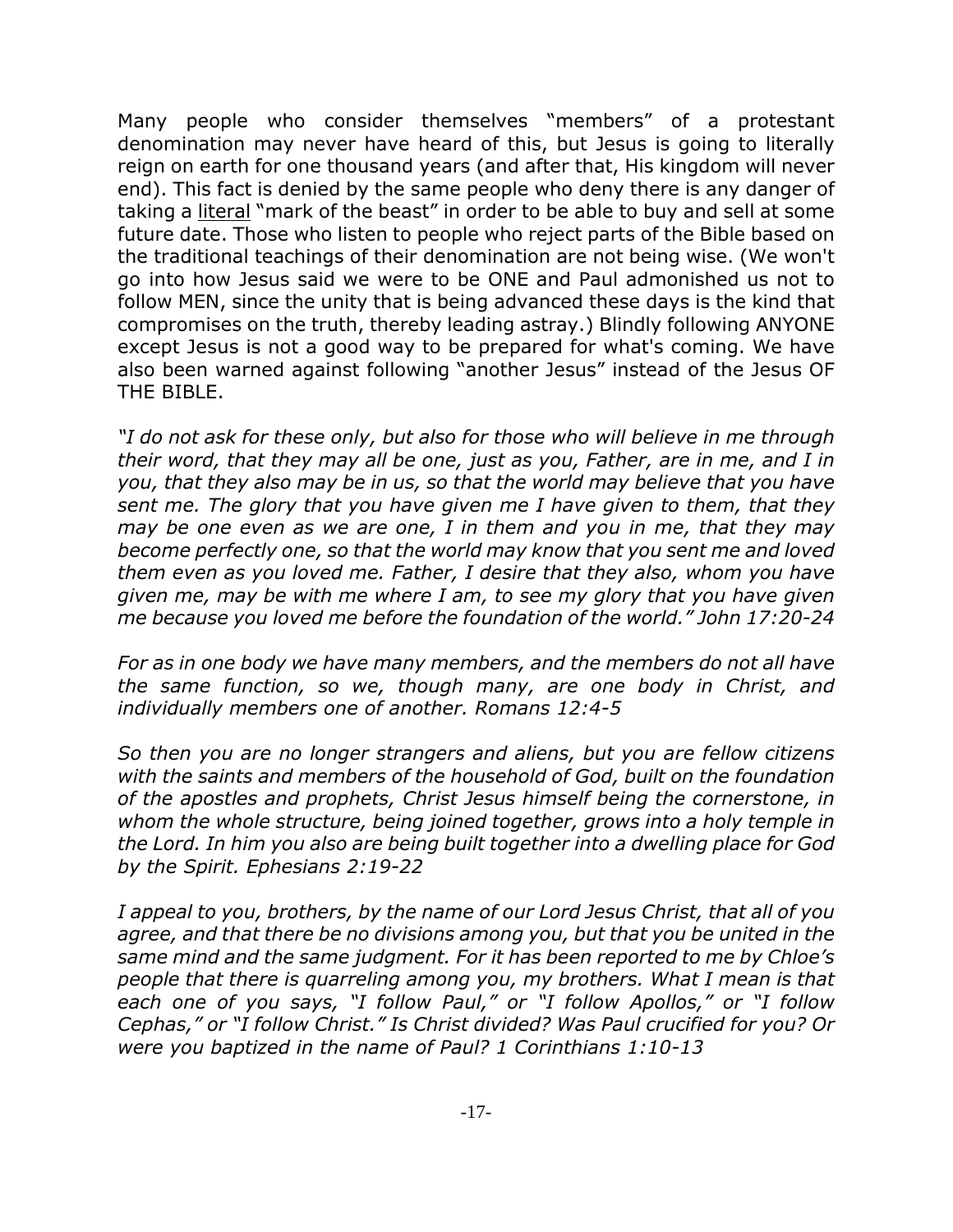Many people who consider themselves “members” of a protestant denomination may never have heard of this, but Jesus is going to literally reign on earth for one thousand years (and after that, His kingdom will never end). This fact is denied by the same people who deny there is any danger of taking a <u>literal</u> “mark of the beast” in order to be able to buy and sell at some future date. Those who listen to people who reject parts of the Bible based on the traditional teachings of their denomination are not being wise. (We won't go into how Jesus said we were to be ONE and Paul admonished us not to follow MEN, since the unity that is being advanced these days is the kind that compromises on the truth, thereby leading astray.) Blindly following ANYONE except Jesus is not a good way to be prepared for what's coming. We have also been warned against following “another Jesus” instead of the Jesus OF THE BIBLE.

*“I do not ask for these only, but also for those who will believe in me through their word, that they may all be one, just as you, Father, are in me, and I in you, that they also may be in us, so that the world may believe that you have sent me. The glory that you have given me I have given to them, that they may be one even as we are one, I in them and you in me, that they may become perfectly one, so that the world may know that you sent me and loved them even as you loved me. Father, I desire that they also, whom you have given me, may be with me where I am, to see my glory that you have given me because you loved me before the foundation of the world.” John 17:20-24*

*For as in one body we have many members, and the members do not all have the same function, so we, though many, are one body in Christ, and individually members one of another. Romans 12:4-5*

*So then you are no longer strangers and aliens, but you are fellow citizens with the saints and members of the household of God, built on the foundation of the apostles and prophets, Christ Jesus himself being the cornerstone, in whom the whole structure, being joined together, grows into a holy temple in the Lord. In him you also are being built together into a dwelling place for God by the Spirit. Ephesians 2:19-22*

*I appeal to you, brothers, by the name of our Lord Jesus Christ, that all of you agree, and that there be no divisions among you, but that you be united in the same mind and the same judgment. For it has been reported to me by Chloe’s people that there is quarreling among you, my brothers. What I mean is that each one of you says, “I follow Paul,” or “I follow Apollos,” or “I follow Cephas,” or “I follow Christ.” Is Christ divided? Was Paul crucified for you? Or were you baptized in the name of Paul? 1 Corinthians 1:10-13*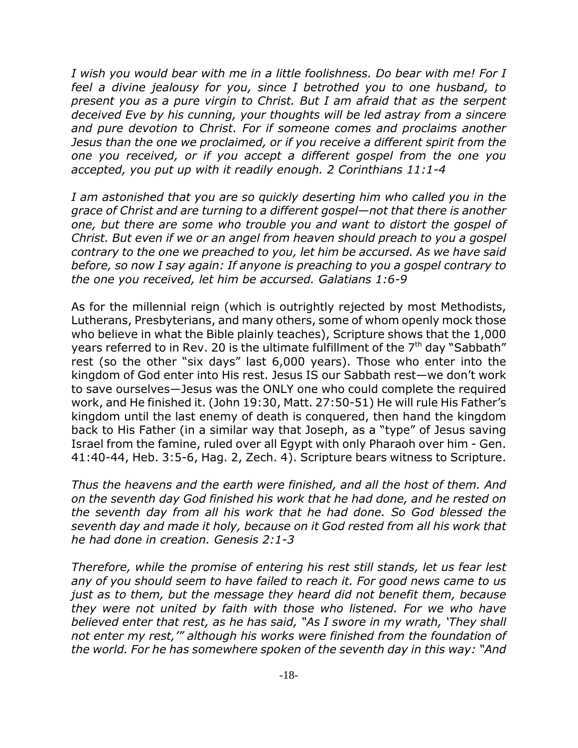*I wish you would bear with me in a little foolishness. Do bear with me! For I feel a divine jealousy for you, since I betrothed you to one husband, to present you as a pure virgin to Christ. But I am afraid that as the serpent deceived Eve by his cunning, your thoughts will be led astray from a sincere and pure devotion to Christ. For if someone comes and proclaims another Jesus than the one we proclaimed, or if you receive a different spirit from the one you received, or if you accept a different gospel from the one you accepted, you put up with it readily enough. 2 Corinthians 11:1-4*

*I am astonished that you are so quickly deserting him who called you in the grace of Christ and are turning to a different gospel—not that there is another one, but there are some who trouble you and want to distort the gospel of Christ. But even if we or an angel from heaven should preach to you a gospel contrary to the one we preached to you, let him be accursed. As we have said before, so now I say again: If anyone is preaching to you a gospel contrary to the one you received, let him be accursed. Galatians 1:6-9*

As for the millennial reign (which is outrightly rejected by most Methodists, Lutherans, Presbyterians, and many others, some of whom openly mock those who believe in what the Bible plainly teaches), Scripture shows that the 1,000 years referred to in Rev. 20 is the ultimate fulfillment of the 7th day "Sabbath" rest (so the other "six days" last 6,000 years). Those who enter into the kingdom of God enter into His rest. Jesus IS our Sabbath rest—we don't work to save ourselves—Jesus was the ONLY one who could complete the required work, and He finished it. (John 19:30, Matt. 27:50-51) He will rule His Father's kingdom until the last enemy of death is conquered, then hand the kingdom back to His Father (in a similar way that Joseph, as a "type" of Jesus saving Israel from the famine, ruled over all Egypt with only Pharaoh over him - Gen. 41:40-44, Heb. 3:5-6, Hag. 2, Zech. 4). Scripture bears witness to Scripture.

*Thus the heavens and the earth were finished, and all the host of them. And on the seventh day God finished his work that he had done, and he rested on the seventh day from all his work that he had done. So God blessed the seventh day and made it holy, because on it God rested from all his work that he had done in creation. Genesis 2:1-3*

*Therefore, while the promise of entering his rest still stands, let us fear lest any of you should seem to have failed to reach it. For good news came to us just as to them, but the message they heard did not benefit them, because they were not united by faith with those who listened. For we who have believed enter that rest, as he has said, "As I swore in my wrath, 'They shall not enter my rest,'" although his works were finished from the foundation of the world. For he has somewhere spoken of the seventh day in this way: "And*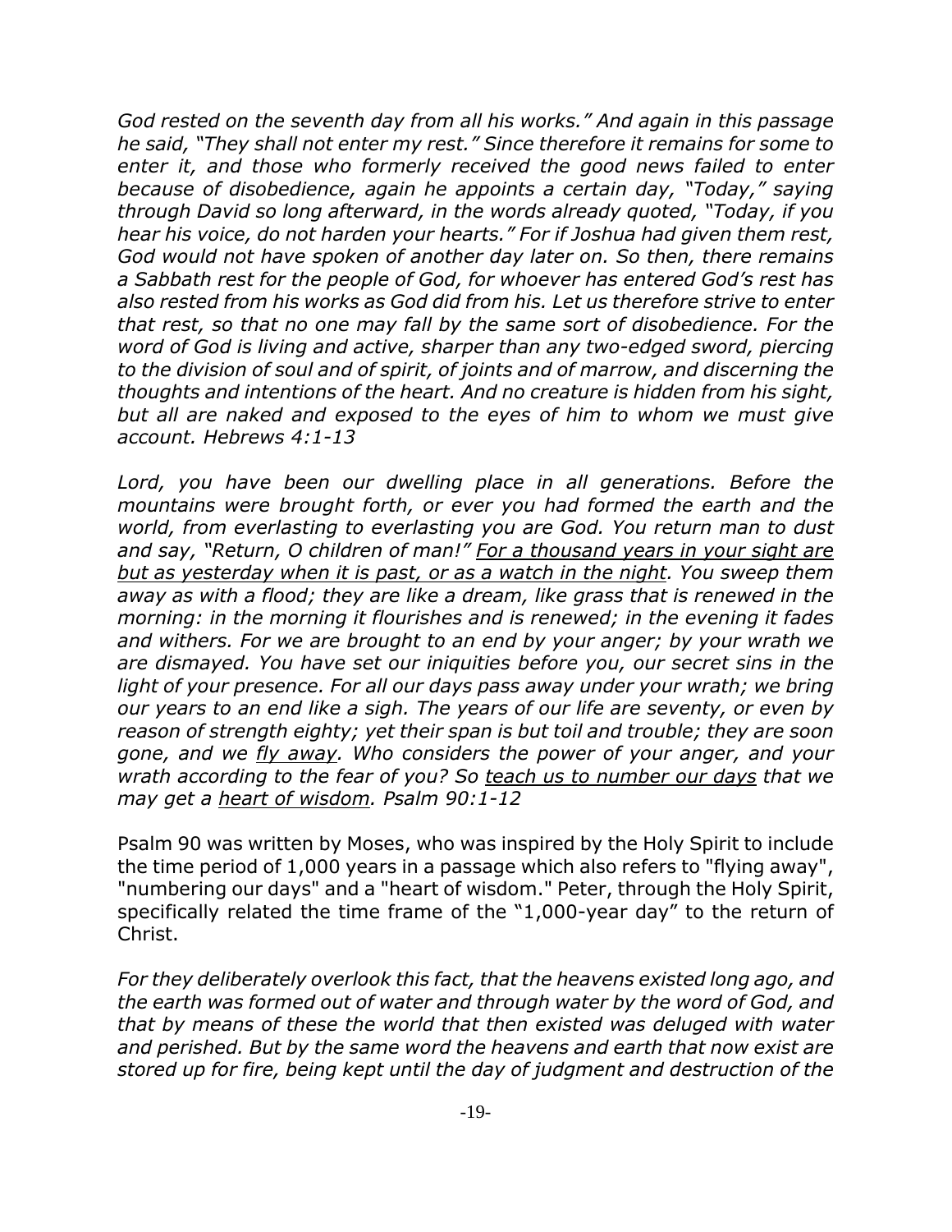*God rested on the seventh day from all his works." And again in this passage he said, "They shall not enter my rest." Since therefore it remains for some to enter it, and those who formerly received the good news failed to enter because of disobedience, again he appoints a certain day, "Today," saying through David so long afterward, in the words already quoted, "Today, if you hear his voice, do not harden your hearts." For if Joshua had given them rest, God would not have spoken of another day later on. So then, there remains a Sabbath rest for the people of God, for whoever has entered God's rest has also rested from his works as God did from his. Let us therefore strive to enter that rest, so that no one may fall by the same sort of disobedience. For the word of God is living and active, sharper than any two-edged sword, piercing to the division of soul and of spirit, of joints and of marrow, and discerning the thoughts and intentions of the heart. And no creature is hidden from his sight, but all are naked and exposed to the eyes of him to whom we must give account. Hebrews 4:1-13*

*Lord, you have been our dwelling place in all generations. Before the mountains were brought forth, or ever you had formed the earth and the world, from everlasting to everlasting you are God. You return man to dust and say, "Return, O children of man!" <u>For a thousand years in your sight are but as yesterday when it is past, or as a watch in the night</u>. You sweep them away as with a flood; they are like a dream, like grass that is renewed in the morning: in the morning it flourishes and is renewed; in the evening it fades and withers. For we are brought to an end by your anger; by your wrath we are dismayed. You have set our iniquities before you, our secret sins in the light of your presence. For all our days pass away under your wrath; we bring our years to an end like a sigh. The years of our life are seventy, or even by reason of strength eighty; yet their span is but toil and trouble; they are soon gone, and we <u>fly away</u>. Who considers the power of your anger, and your wrath according to the fear of you? So <u>teach us to number our days</u> that we may get a <u>heart of wisdom</u>. Psalm 90:1-12*

Psalm 90 was written by Moses, who was inspired by the Holy Spirit to include the time period of 1,000 years in a passage which also refers to "flying away", "numbering our days" and a "heart of wisdom." Peter, through the Holy Spirit, specifically related the time frame of the "1,000-year day" to the return of Christ.

*For they deliberately overlook this fact, that the heavens existed long ago, and the earth was formed out of water and through water by the word of God, and that by means of these the world that then existed was deluged with water and perished. But by the same word the heavens and earth that now exist are stored up for fire, being kept until the day of judgment and destruction of the*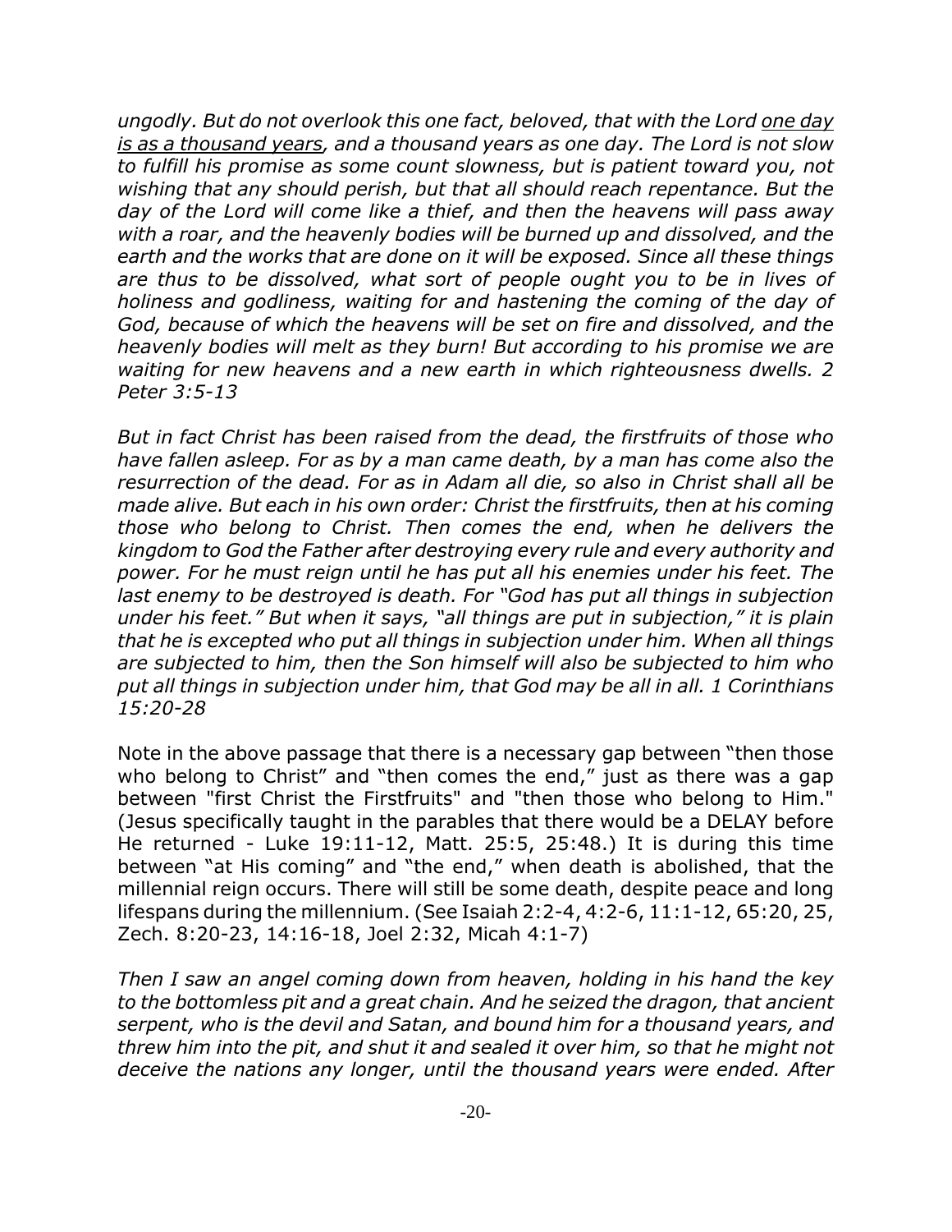*ungodly. But do not overlook this one fact, beloved, that with the Lord <u>one day is as a thousand years</u>, and a thousand years as one day. The Lord is not slow to fulfill his promise as some count slowness, but is patient toward you, not wishing that any should perish, but that all should reach repentance. But the day of the Lord will come like a thief, and then the heavens will pass away with a roar, and the heavenly bodies will be burned up and dissolved, and the earth and the works that are done on it will be exposed. Since all these things are thus to be dissolved, what sort of people ought you to be in lives of holiness and godliness, waiting for and hastening the coming of the day of God, because of which the heavens will be set on fire and dissolved, and the heavenly bodies will melt as they burn! But according to his promise we are waiting for new heavens and a new earth in which righteousness dwells. 2 Peter 3:5-13*

*But in fact Christ has been raised from the dead, the firstfruits of those who have fallen asleep. For as by a man came death, by a man has come also the resurrection of the dead. For as in Adam all die, so also in Christ shall all be made alive. But each in his own order: Christ the firstfruits, then at his coming those who belong to Christ. Then comes the end, when he delivers the kingdom to God the Father after destroying every rule and every authority and power. For he must reign until he has put all his enemies under his feet. The last enemy to be destroyed is death. For "God has put all things in subjection under his feet." But when it says, "all things are put in subjection," it is plain that he is excepted who put all things in subjection under him. When all things are subjected to him, then the Son himself will also be subjected to him who put all things in subjection under him, that God may be all in all. 1 Corinthians 15:20-28*

Note in the above passage that there is a necessary gap between "then those who belong to Christ" and "then comes the end," just as there was a gap between "first Christ the Firstfruits" and "then those who belong to Him." (Jesus specifically taught in the parables that there would be a DELAY before He returned - Luke 19:11-12, Matt. 25:5, 25:48.) It is during this time between "at His coming" and "the end," when death is abolished, that the millennial reign occurs. There will still be some death, despite peace and long lifespans during the millennium. (See Isaiah 2:2-4, 4:2-6, 11:1-12, 65:20, 25, Zech. 8:20-23, 14:16-18, Joel 2:32, Micah 4:1-7)

*Then I saw an angel coming down from heaven, holding in his hand the key to the bottomless pit and a great chain. And he seized the dragon, that ancient serpent, who is the devil and Satan, and bound him for a thousand years, and threw him into the pit, and shut it and sealed it over him, so that he might not deceive the nations any longer, until the thousand years were ended. After*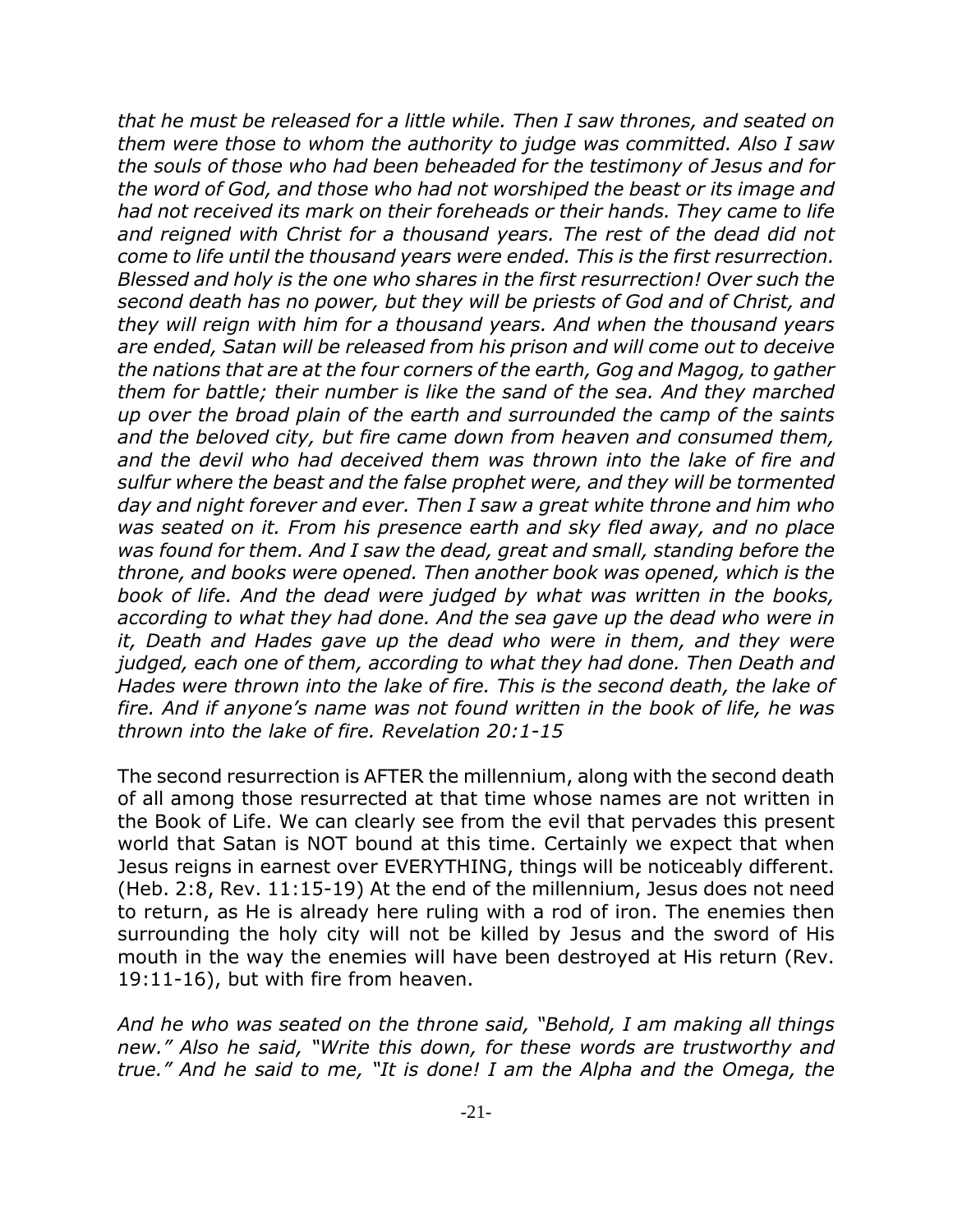*that he must be released for a little while. Then I saw thrones, and seated on them were those to whom the authority to judge was committed. Also I saw the souls of those who had been beheaded for the testimony of Jesus and for the word of God, and those who had not worshiped the beast or its image and had not received its mark on their foreheads or their hands. They came to life and reigned with Christ for a thousand years. The rest of the dead did not come to life until the thousand years were ended. This is the first resurrection. Blessed and holy is the one who shares in the first resurrection! Over such the second death has no power, but they will be priests of God and of Christ, and they will reign with him for a thousand years. And when the thousand years are ended, Satan will be released from his prison and will come out to deceive the nations that are at the four corners of the earth, Gog and Magog, to gather them for battle; their number is like the sand of the sea. And they marched up over the broad plain of the earth and surrounded the camp of the saints and the beloved city, but fire came down from heaven and consumed them, and the devil who had deceived them was thrown into the lake of fire and sulfur where the beast and the false prophet were, and they will be tormented day and night forever and ever. Then I saw a great white throne and him who was seated on it. From his presence earth and sky fled away, and no place was found for them. And I saw the dead, great and small, standing before the throne, and books were opened. Then another book was opened, which is the book of life. And the dead were judged by what was written in the books, according to what they had done. And the sea gave up the dead who were in it, Death and Hades gave up the dead who were in them, and they were judged, each one of them, according to what they had done. Then Death and Hades were thrown into the lake of fire. This is the second death, the lake of fire. And if anyone's name was not found written in the book of life, he was thrown into the lake of fire. Revelation 20:1-15*

The second resurrection is AFTER the millennium, along with the second death of all among those resurrected at that time whose names are not written in the Book of Life. We can clearly see from the evil that pervades this present world that Satan is NOT bound at this time. Certainly we expect that when Jesus reigns in earnest over EVERYTHING, things will be noticeably different. (Heb. 2:8, Rev. 11:15-19) At the end of the millennium, Jesus does not need to return, as He is already here ruling with a rod of iron. The enemies then surrounding the holy city will not be killed by Jesus and the sword of His mouth in the way the enemies will have been destroyed at His return (Rev. 19:11-16), but with fire from heaven.

*And he who was seated on the throne said, "Behold, I am making all things new." Also he said, "Write this down, for these words are trustworthy and true." And he said to me, "It is done! I am the Alpha and the Omega, the*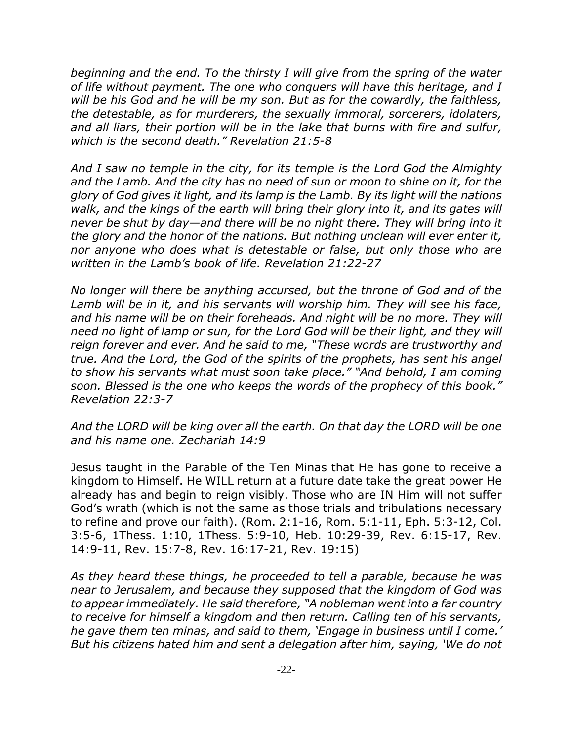*beginning and the end. To the thirsty I will give from the spring of the water of life without payment. The one who conquers will have this heritage, and I will be his God and he will be my son. But as for the cowardly, the faithless, the detestable, as for murderers, the sexually immoral, sorcerers, idolaters, and all liars, their portion will be in the lake that burns with fire and sulfur, which is the second death." Revelation 21:5-8*

*And I saw no temple in the city, for its temple is the Lord God the Almighty and the Lamb. And the city has no need of sun or moon to shine on it, for the glory of God gives it light, and its lamp is the Lamb. By its light will the nations walk, and the kings of the earth will bring their glory into it, and its gates will never be shut by day—and there will be no night there. They will bring into it the glory and the honor of the nations. But nothing unclean will ever enter it, nor anyone who does what is detestable or false, but only those who are written in the Lamb's book of life. Revelation 21:22-27*

*No longer will there be anything accursed, but the throne of God and of the Lamb will be in it, and his servants will worship him. They will see his face, and his name will be on their foreheads. And night will be no more. They will need no light of lamp or sun, for the Lord God will be their light, and they will reign forever and ever. And he said to me, "These words are trustworthy and true. And the Lord, the God of the spirits of the prophets, has sent his angel to show his servants what must soon take place." "And behold, I am coming soon. Blessed is the one who keeps the words of the prophecy of this book." Revelation 22:3-7*

*And the LORD will be king over all the earth. On that day the LORD will be one and his name one. Zechariah 14:9*

Jesus taught in the Parable of the Ten Minas that He has gone to receive a kingdom to Himself. He WILL return at a future date take the great power He already has and begin to reign visibly. Those who are IN Him will not suffer God's wrath (which is not the same as those trials and tribulations necessary to refine and prove our faith). (Rom. 2:1-16, Rom. 5:1-11, Eph. 5:3-12, Col. 3:5-6, 1Thess. 1:10, 1Thess. 5:9-10, Heb. 10:29-39, Rev. 6:15-17, Rev. 14:9-11, Rev. 15:7-8, Rev. 16:17-21, Rev. 19:15)

*As they heard these things, he proceeded to tell a parable, because he was near to Jerusalem, and because they supposed that the kingdom of God was to appear immediately. He said therefore, "A nobleman went into a far country to receive for himself a kingdom and then return. Calling ten of his servants, he gave them ten minas, and said to them, 'Engage in business until I come.' But his citizens hated him and sent a delegation after him, saying, 'We do not*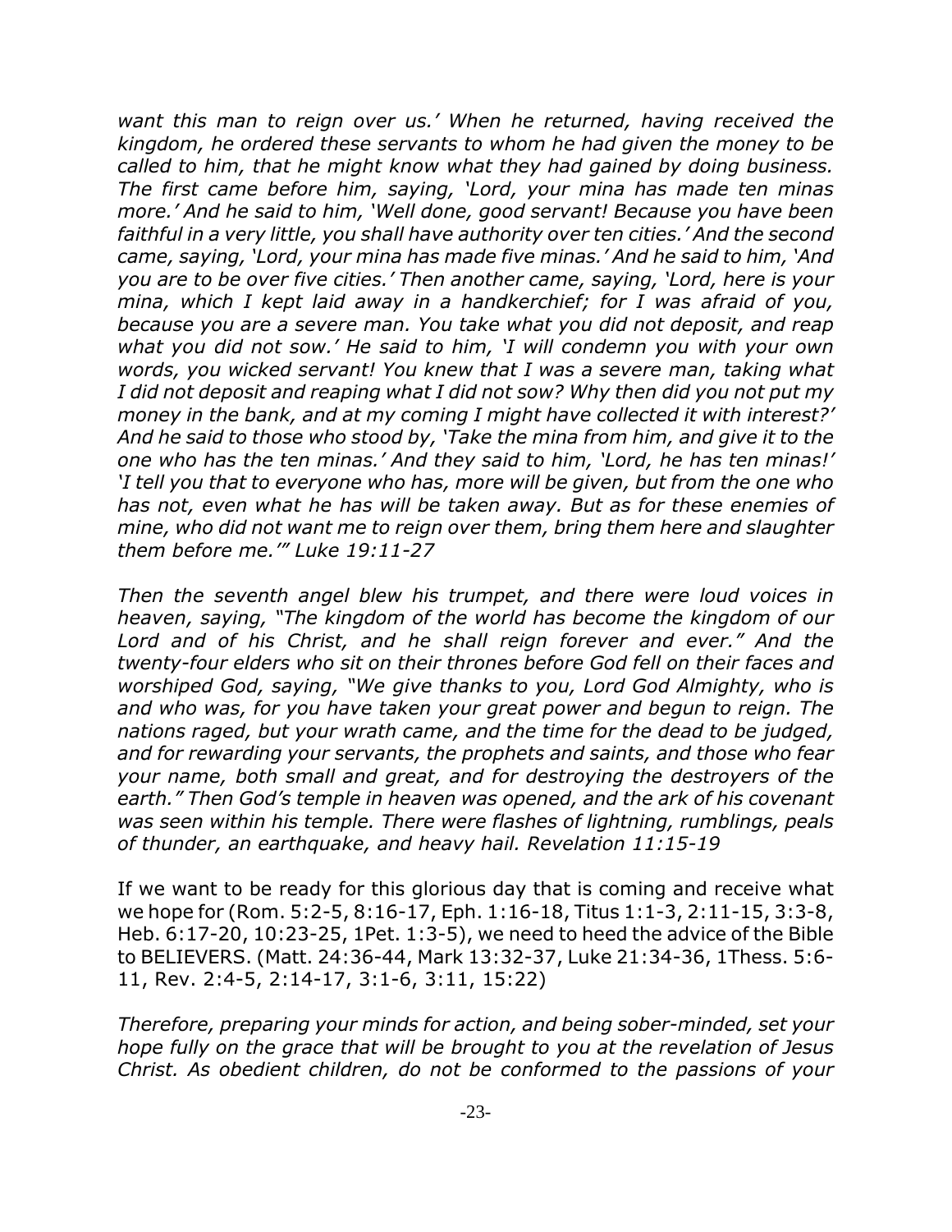*want this man to reign over us.' When he returned, having received the kingdom, he ordered these servants to whom he had given the money to be called to him, that he might know what they had gained by doing business. The first came before him, saying, 'Lord, your mina has made ten minas more.' And he said to him, 'Well done, good servant! Because you have been faithful in a very little, you shall have authority over ten cities.' And the second came, saying, 'Lord, your mina has made five minas.' And he said to him, 'And you are to be over five cities.' Then another came, saying, 'Lord, here is your mina, which I kept laid away in a handkerchief; for I was afraid of you, because you are a severe man. You take what you did not deposit, and reap what you did not sow.' He said to him, 'I will condemn you with your own words, you wicked servant! You knew that I was a severe man, taking what I did not deposit and reaping what I did not sow? Why then did you not put my money in the bank, and at my coming I might have collected it with interest?' And he said to those who stood by, 'Take the mina from him, and give it to the one who has the ten minas.' And they said to him, 'Lord, he has ten minas!' 'I tell you that to everyone who has, more will be given, but from the one who has not, even what he has will be taken away. But as for these enemies of mine, who did not want me to reign over them, bring them here and slaughter them before me.'" Luke 19:11-27*

*Then the seventh angel blew his trumpet, and there were loud voices in heaven, saying, "The kingdom of the world has become the kingdom of our Lord and of his Christ, and he shall reign forever and ever." And the twenty-four elders who sit on their thrones before God fell on their faces and worshiped God, saying, "We give thanks to you, Lord God Almighty, who is and who was, for you have taken your great power and begun to reign. The nations raged, but your wrath came, and the time for the dead to be judged, and for rewarding your servants, the prophets and saints, and those who fear your name, both small and great, and for destroying the destroyers of the earth." Then God's temple in heaven was opened, and the ark of his covenant was seen within his temple. There were flashes of lightning, rumblings, peals of thunder, an earthquake, and heavy hail. Revelation 11:15-19*

If we want to be ready for this glorious day that is coming and receive what we hope for (Rom. 5:2-5, 8:16-17, Eph. 1:16-18, Titus 1:1-3, 2:11-15, 3:3-8, Heb. 6:17-20, 10:23-25, 1Pet. 1:3-5), we need to heed the advice of the Bible to BELIEVERS. (Matt. 24:36-44, Mark 13:32-37, Luke 21:34-36, 1Thess. 5:6-11, Rev. 2:4-5, 2:14-17, 3:1-6, 3:11, 15:22)

*Therefore, preparing your minds for action, and being sober-minded, set your hope fully on the grace that will be brought to you at the revelation of Jesus Christ. As obedient children, do not be conformed to the passions of your*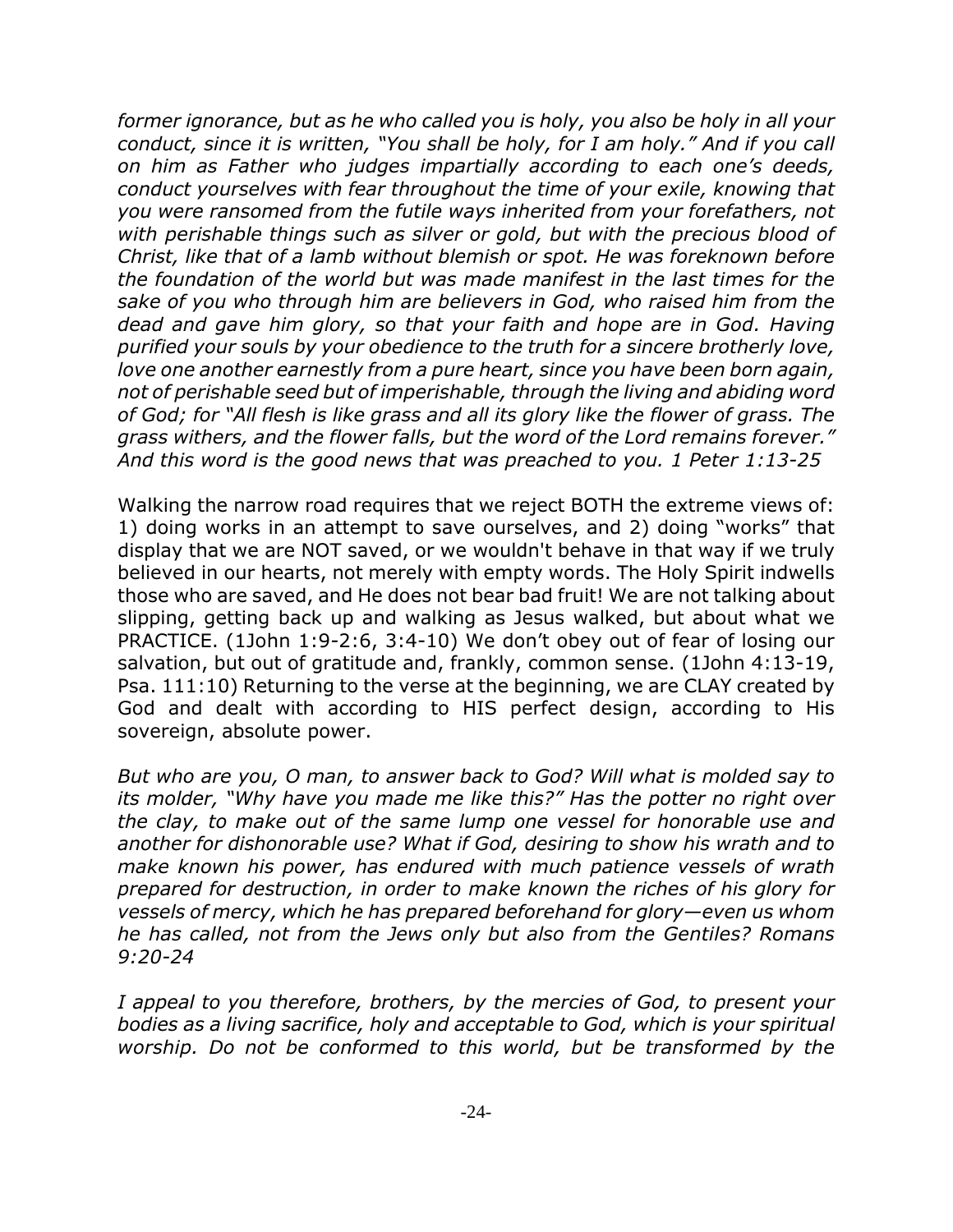*former ignorance, but as he who called you is holy, you also be holy in all your conduct, since it is written, "You shall be holy, for I am holy." And if you call on him as Father who judges impartially according to each one's deeds, conduct yourselves with fear throughout the time of your exile, knowing that you were ransomed from the futile ways inherited from your forefathers, not with perishable things such as silver or gold, but with the precious blood of Christ, like that of a lamb without blemish or spot. He was foreknown before the foundation of the world but was made manifest in the last times for the sake of you who through him are believers in God, who raised him from the dead and gave him glory, so that your faith and hope are in God. Having purified your souls by your obedience to the truth for a sincere brotherly love, love one another earnestly from a pure heart, since you have been born again, not of perishable seed but of imperishable, through the living and abiding word of God; for "All flesh is like grass and all its glory like the flower of grass. The grass withers, and the flower falls, but the word of the Lord remains forever." And this word is the good news that was preached to you. 1 Peter 1:13-25*

Walking the narrow road requires that we reject BOTH the extreme views of: 1) doing works in an attempt to save ourselves, and 2) doing "works" that display that we are NOT saved, or we wouldn't behave in that way if we truly believed in our hearts, not merely with empty words. The Holy Spirit indwells those who are saved, and He does not bear bad fruit! We are not talking about slipping, getting back up and walking as Jesus walked, but about what we PRACTICE. (1John 1:9-2:6, 3:4-10) We don't obey out of fear of losing our salvation, but out of gratitude and, frankly, common sense. (1John 4:13-19, Psa. 111:10) Returning to the verse at the beginning, we are CLAY created by God and dealt with according to HIS perfect design, according to His sovereign, absolute power.

*But who are you, O man, to answer back to God? Will what is molded say to its molder, "Why have you made me like this?" Has the potter no right over the clay, to make out of the same lump one vessel for honorable use and another for dishonorable use? What if God, desiring to show his wrath and to make known his power, has endured with much patience vessels of wrath prepared for destruction, in order to make known the riches of his glory for vessels of mercy, which he has prepared beforehand for glory—even us whom he has called, not from the Jews only but also from the Gentiles? Romans 9:20-24*

*I appeal to you therefore, brothers, by the mercies of God, to present your bodies as a living sacrifice, holy and acceptable to God, which is your spiritual worship. Do not be conformed to this world, but be transformed by the*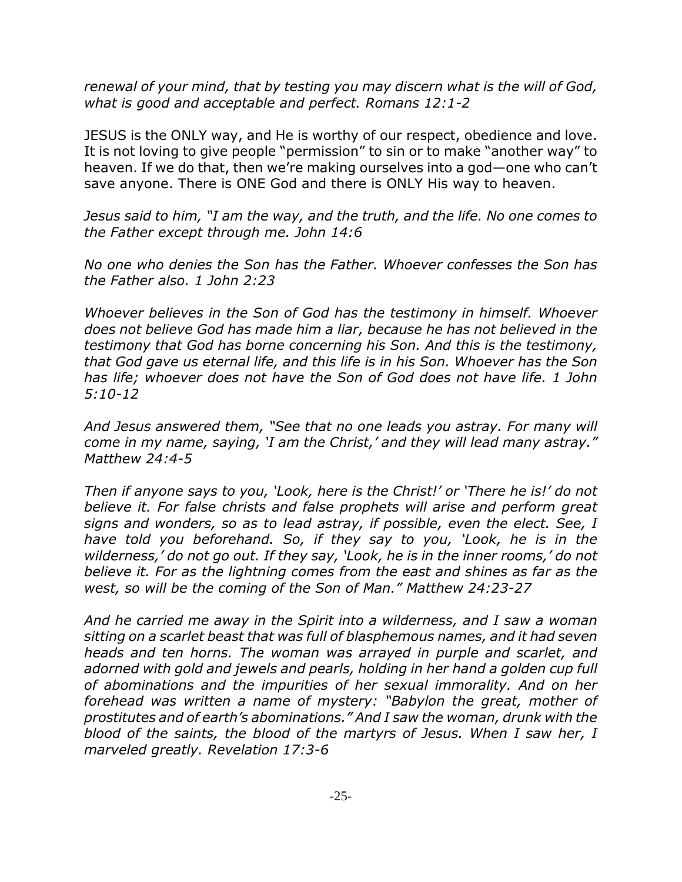*renewal of your mind, that by testing you may discern what is the will of God, what is good and acceptable and perfect. Romans 12:1-2*

JESUS is the ONLY way, and He is worthy of our respect, obedience and love. It is not loving to give people "permission" to sin or to make "another way" to heaven. If we do that, then we're making ourselves into a god—one who can't save anyone. There is ONE God and there is ONLY His way to heaven.

*Jesus said to him, "I am the way, and the truth, and the life. No one comes to the Father except through me. John 14:6*

*No one who denies the Son has the Father. Whoever confesses the Son has the Father also. 1 John 2:23*

*Whoever believes in the Son of God has the testimony in himself. Whoever does not believe God has made him a liar, because he has not believed in the testimony that God has borne concerning his Son. And this is the testimony, that God gave us eternal life, and this life is in his Son. Whoever has the Son has life; whoever does not have the Son of God does not have life. 1 John 5:10-12*

*And Jesus answered them, "See that no one leads you astray. For many will come in my name, saying, 'I am the Christ,' and they will lead many astray." Matthew 24:4-5*

*Then if anyone says to you, 'Look, here is the Christ!' or 'There he is!' do not believe it. For false christs and false prophets will arise and perform great signs and wonders, so as to lead astray, if possible, even the elect. See, I have told you beforehand. So, if they say to you, 'Look, he is in the wilderness,' do not go out. If they say, 'Look, he is in the inner rooms,' do not believe it. For as the lightning comes from the east and shines as far as the west, so will be the coming of the Son of Man." Matthew 24:23-27*

*And he carried me away in the Spirit into a wilderness, and I saw a woman sitting on a scarlet beast that was full of blasphemous names, and it had seven heads and ten horns. The woman was arrayed in purple and scarlet, and adorned with gold and jewels and pearls, holding in her hand a golden cup full of abominations and the impurities of her sexual immorality. And on her forehead was written a name of mystery: "Babylon the great, mother of prostitutes and of earth's abominations." And I saw the woman, drunk with the blood of the saints, the blood of the martyrs of Jesus. When I saw her, I marveled greatly. Revelation 17:3-6*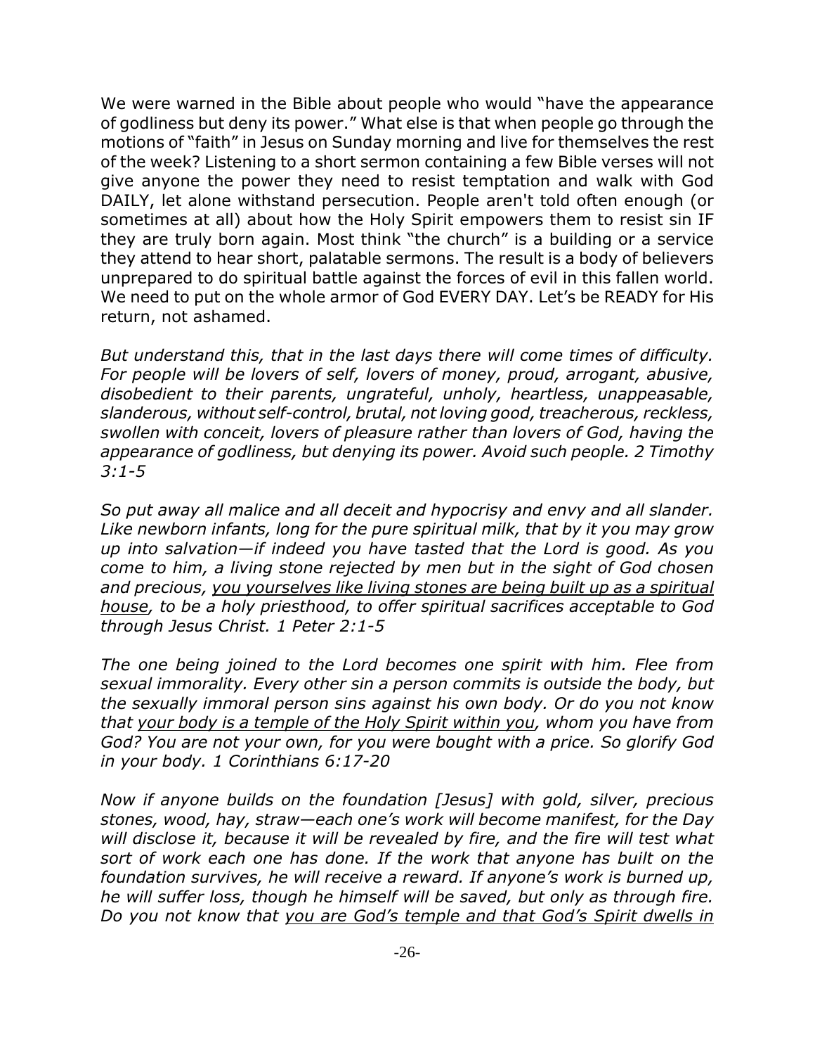We were warned in the Bible about people who would "have the appearance of godliness but deny its power." What else is that when people go through the motions of "faith" in Jesus on Sunday morning and live for themselves the rest of the week? Listening to a short sermon containing a few Bible verses will not give anyone the power they need to resist temptation and walk with God DAILY, let alone withstand persecution. People aren't told often enough (or sometimes at all) about how the Holy Spirit empowers them to resist sin IF they are truly born again. Most think "the church" is a building or a service they attend to hear short, palatable sermons. The result is a body of believers unprepared to do spiritual battle against the forces of evil in this fallen world. We need to put on the whole armor of God EVERY DAY. Let's be READY for His return, not ashamed.

*But understand this, that in the last days there will come times of difficulty. For people will be lovers of self, lovers of money, proud, arrogant, abusive, disobedient to their parents, ungrateful, unholy, heartless, unappeasable, slanderous, without self-control, brutal, not loving good, treacherous, reckless, swollen with conceit, lovers of pleasure rather than lovers of God, having the appearance of godliness, but denying its power. Avoid such people. 2 Timothy 3:1-5*

*So put away all malice and all deceit and hypocrisy and envy and all slander. Like newborn infants, long for the pure spiritual milk, that by it you may grow up into salvation—if indeed you have tasted that the Lord is good. As you come to him, a living stone rejected by men but in the sight of God chosen and precious, <u>you yourselves like living stones are being built up as a spiritual house</u>, to be a holy priesthood, to offer spiritual sacrifices acceptable to God through Jesus Christ. 1 Peter 2:1-5*

*The one being joined to the Lord becomes one spirit with him. Flee from sexual immorality. Every other sin a person commits is outside the body, but the sexually immoral person sins against his own body. Or do you not know that <u>your body is a temple of the Holy Spirit within you</u>, whom you have from God? You are not your own, for you were bought with a price. So glorify God in your body. 1 Corinthians 6:17-20*

*Now if anyone builds on the foundation [Jesus] with gold, silver, precious stones, wood, hay, straw—each one's work will become manifest, for the Day will disclose it, because it will be revealed by fire, and the fire will test what sort of work each one has done. If the work that anyone has built on the foundation survives, he will receive a reward. If anyone's work is burned up, he will suffer loss, though he himself will be saved, but only as through fire. Do you not know that <u>you are God's temple and that God's Spirit dwells in</u>*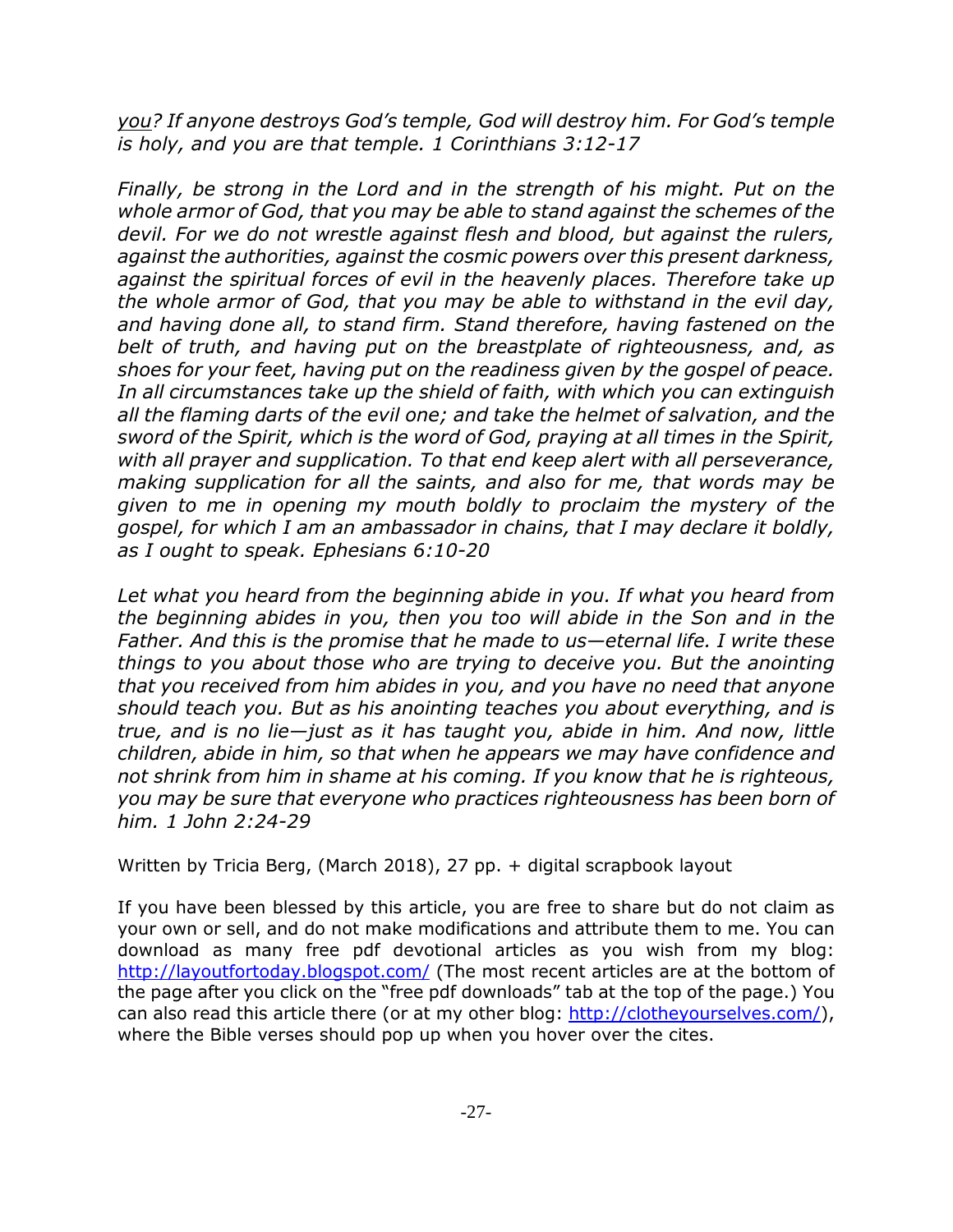*<u>you</u>? If anyone destroys God's temple, God will destroy him. For God's temple is holy, and you are that temple. 1 Corinthians 3:12-17*

*Finally, be strong in the Lord and in the strength of his might. Put on the whole armor of God, that you may be able to stand against the schemes of the devil. For we do not wrestle against flesh and blood, but against the rulers, against the authorities, against the cosmic powers over this present darkness, against the spiritual forces of evil in the heavenly places. Therefore take up the whole armor of God, that you may be able to withstand in the evil day, and having done all, to stand firm. Stand therefore, having fastened on the belt of truth, and having put on the breastplate of righteousness, and, as shoes for your feet, having put on the readiness given by the gospel of peace. In all circumstances take up the shield of faith, with which you can extinguish all the flaming darts of the evil one; and take the helmet of salvation, and the sword of the Spirit, which is the word of God, praying at all times in the Spirit, with all prayer and supplication. To that end keep alert with all perseverance, making supplication for all the saints, and also for me, that words may be given to me in opening my mouth boldly to proclaim the mystery of the gospel, for which I am an ambassador in chains, that I may declare it boldly, as I ought to speak. Ephesians 6:10-20*

*Let what you heard from the beginning abide in you. If what you heard from the beginning abides in you, then you too will abide in the Son and in the Father. And this is the promise that he made to us—eternal life. I write these things to you about those who are trying to deceive you. But the anointing that you received from him abides in you, and you have no need that anyone should teach you. But as his anointing teaches you about everything, and is true, and is no lie—just as it has taught you, abide in him. And now, little children, abide in him, so that when he appears we may have confidence and not shrink from him in shame at his coming. If you know that he is righteous, you may be sure that everyone who practices righteousness has been born of him. 1 John 2:24-29*

Written by Tricia Berg, (March 2018), 27 pp. + digital scrapbook layout

If you have been blessed by this article, you are free to share but do not claim as your own or sell, and do not make modifications and attribute them to me. You can download as many free pdf devotional articles as you wish from my blog: http://layoutfortoday.blogspot.com/ (The most recent articles are at the bottom of the page after you click on the "free pdf downloads" tab at the top of the page.) You can also read this article there (or at my other blog: http://clotheyourselves.com/), where the Bible verses should pop up when you hover over the cites.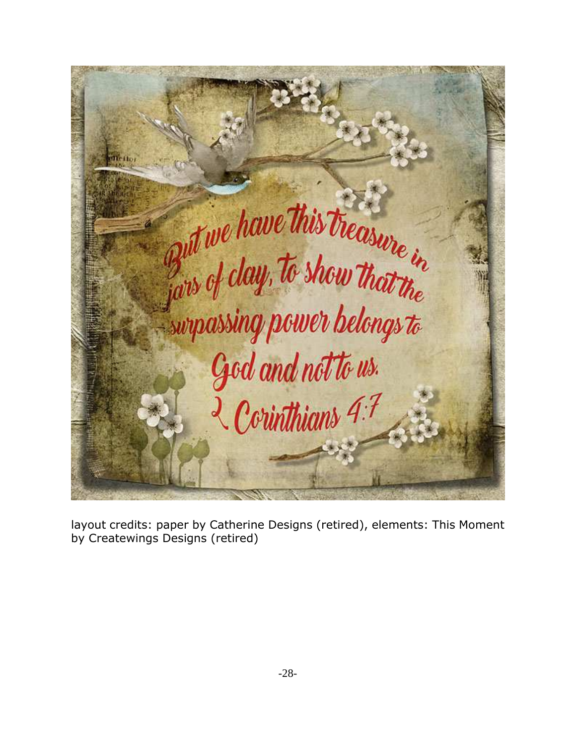But we have this treasure in jars of clay, to show that the surpassing power belongs to God and not to us.

2 Corinthians 4:7

layout credits: paper by Catherine Designs (retired), elements: This Moment by Createwings Designs (retired)